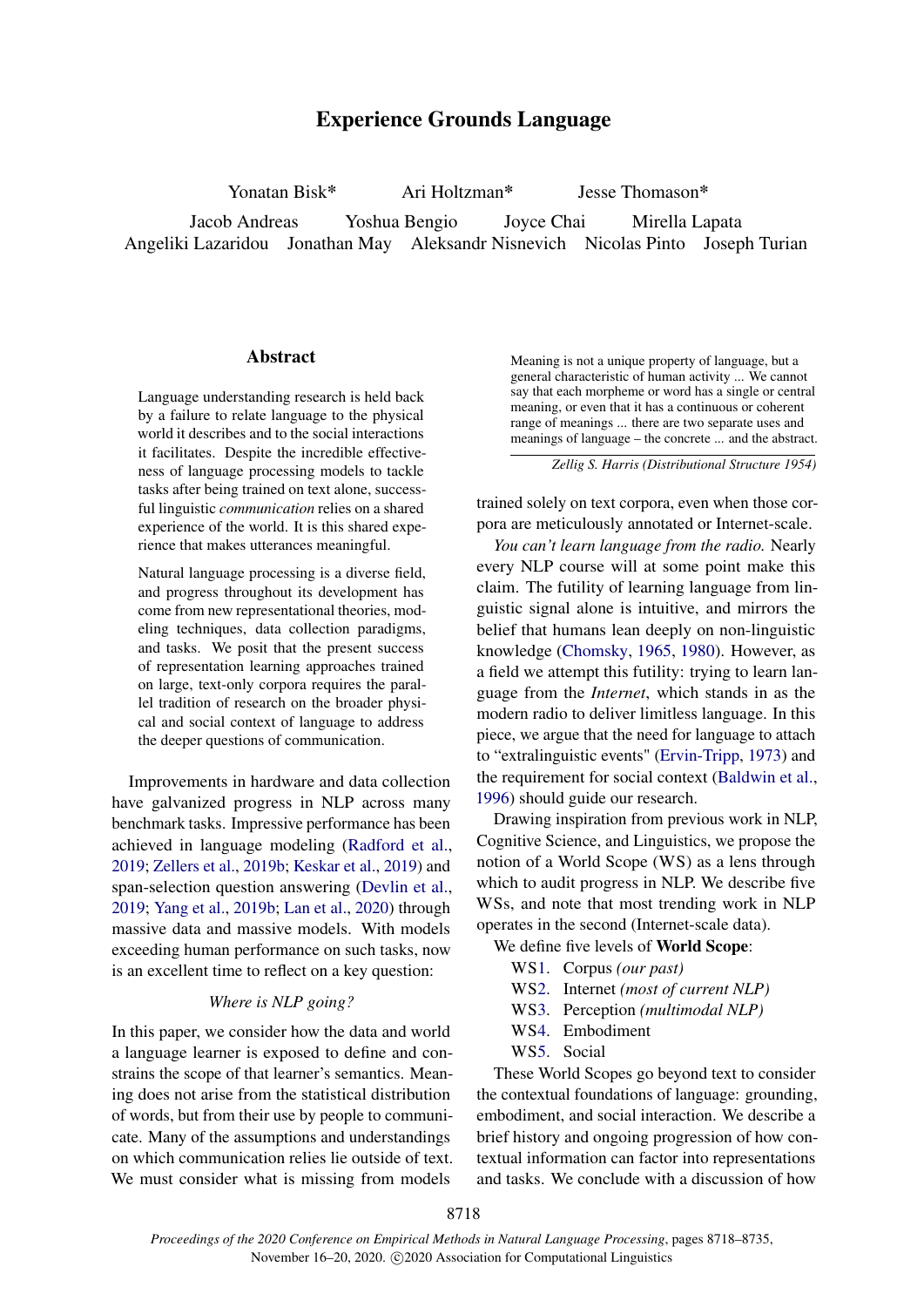# Experience Grounds Language

Yonatan Bisk* Ari Holtzman* Jesse Thomason*

Jacob Andreas Yoshua Bengio Joyce Chai Mirella Lapata
Angeliki Lazaridou Jonathan May Aleksandr Nisnevich Nicolas Pinto Joseph Turian

## Abstract

Language understanding research is held back by a failure to relate language to the physical world it describes and to the social interactions it facilitates. Despite the incredible effectiveness of language processing models to tackle tasks after being trained on text alone, successful linguistic *communication* relies on a shared experience of the world. It is this shared experience that makes utterances meaningful.

Natural language processing is a diverse field, and progress throughout its development has come from new representational theories, modeling techniques, data collection paradigms, and tasks. We posit that the present success of representation learning approaches trained on large, text-only corpora requires the parallel tradition of research on the broader physical and social context of language to address the deeper questions of communication.

Improvements in hardware and data collection have galvanized progress in NLP across many benchmark tasks. Impressive performance has been achieved in language modeling (Radford et al., 2019; Zellers et al., 2019b; Keskar et al., 2019) and span-selection question answering (Devlin et al., 2019; Yang et al., 2019b; Lan et al., 2020) through massive data and massive models. With models exceeding human performance on such tasks, now is an excellent time to reflect on a key question:

*Where is NLP going?*

In this paper, we consider how the data and world a language learner is exposed to define and constrains the scope of that learner's semantics. Meaning does not arise from the statistical distribution of words, but from their use by people to communicate. Many of the assumptions and understandings on which communication relies lie outside of text. We must consider what is missing from models trained solely on text corpora, even when those corpora are meticulously annotated or Internet-scale.

> Meaning is not a unique property of language, but a general characteristic of human activity ... We cannot say that each morpheme or word has a single or central meaning, or even that it has a continuous or coherent range of meanings ... there are two separate uses and meanings of language – the concrete ... and the abstract.
>
> *Zellig S. Harris (Distributional Structure 1954)*

*You can't learn language from the radio.* Nearly every NLP course will at some point make this claim. The futility of learning language from linguistic signal alone is intuitive, and mirrors the belief that humans lean deeply on non-linguistic knowledge (Chomsky, 1965, 1980). However, as a field we attempt this futility: trying to learn language from the *Internet*, which stands in as the modern radio to deliver limitless language. In this piece, we argue that the need for language to attach to "extralinguistic events" (Ervin-Tripp, 1973) and the requirement for social context (Baldwin et al., 1996) should guide our research.

Drawing inspiration from previous work in NLP, Cognitive Science, and Linguistics, we propose the notion of a World Scope (WS) as a lens through which to audit progress in NLP. We describe five WSs, and note that most trending work in NLP operates in the second (Internet-scale data).

We define five levels of **World Scope**:

- WS1. Corpus *(our past)*
- WS2. Internet *(most of current NLP)*
- WS3. Perception *(multimodal NLP)*
- WS4. Embodiment
- WS5. Social

These World Scopes go beyond text to consider the contextual foundations of language: grounding, embodiment, and social interaction. We describe a brief history and ongoing progression of how contextual information can factor into representations and tasks. We conclude with a discussion of how

*Proceedings of the 2020 Conference on Empirical Methods in Natural Language Processing*, pages 8718–8735, November 16–20, 2020. ©2020 Association for Computational Linguistics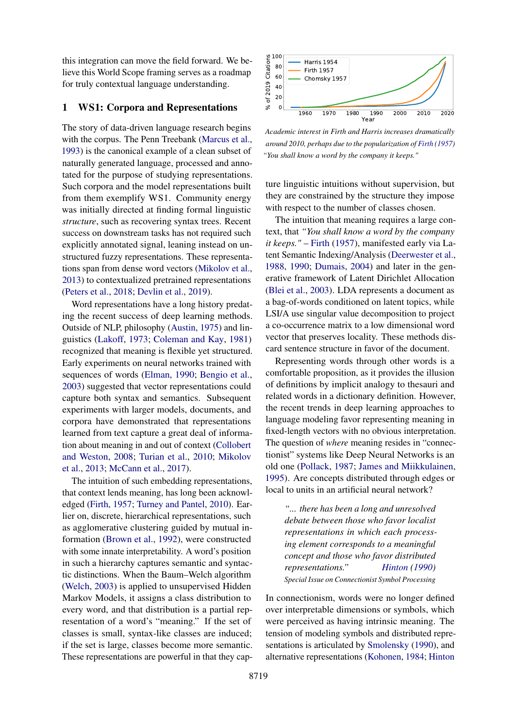this integration can move the field forward. We believe this World Scope framing serves as a roadmap for truly contextual language understanding.

## 1 WS1: Corpora and Representations

The story of data-driven language research begins with the corpus. The Penn Treebank (Marcus et al., 1993) is the canonical example of a clean subset of naturally generated language, processed and annotated for the purpose of studying representations. Such corpora and the model representations built from them exemplify WS1. Community energy was initially directed at finding formal linguistic *structure*, such as recovering syntax trees. Recent success on downstream tasks has not required such explicitly annotated signal, leaning instead on unstructured fuzzy representations. These representations span from dense word vectors (Mikolov et al., 2013) to contextualized pretrained representations (Peters et al., 2018; Devlin et al., 2019).

Word representations have a long history predating the recent success of deep learning methods. Outside of NLP, philosophy (Austin, 1975) and linguistics (Lakoff, 1973; Coleman and Kay, 1981) recognized that meaning is flexible yet structured. Early experiments on neural networks trained with sequences of words (Elman, 1990; Bengio et al., 2003) suggested that vector representations could capture both syntax and semantics. Subsequent experiments with larger models, documents, and corpora have demonstrated that representations learned from text capture a great deal of information about meaning in and out of context (Collobert and Weston, 2008; Turian et al., 2010; Mikolov et al., 2013; McCann et al., 2017).

The intuition of such embedding representations, that context lends meaning, has long been acknowledged (Firth, 1957; Turney and Pantel, 2010). Earlier on, discrete, hierarchical representations, such as agglomerative clustering guided by mutual information (Brown et al., 1992), were constructed with some innate interpretability. A word's position in such a hierarchy captures semantic and syntactic distinctions. When the Baum–Welch algorithm (Welch, 2003) is applied to unsupervised Hidden Markov Models, it assigns a class distribution to every word, and that distribution is a partial representation of a word's "meaning." If the set of classes is small, syntax-like classes are induced; if the set is large, classes become more semantic. These representations are powerful in that they capture linguistic intuitions without supervision, but they are constrained by the structure they impose with respect to the number of classes chosen.

*Academic interest in Firth and Harris increases dramatically around 2010, perhaps due to the popularization of Firth (1957) "You shall know a word by the company it keeps."*

The intuition that meaning requires a large context, that *"You shall know a word by the company it keeps."* – Firth (1957), manifested early via Latent Semantic Indexing/Analysis (Deerwester et al., 1988, 1990; Dumais, 2004) and later in the generative framework of Latent Dirichlet Allocation (Blei et al., 2003). LDA represents a document as a bag-of-words conditioned on latent topics, while LSI/A use singular value decomposition to project a co-occurrence matrix to a low dimensional word vector that preserves locality. These methods discard sentence structure in favor of the document.

Representing words through other words is a comfortable proposition, as it provides the illusion of definitions by implicit analogy to thesauri and related words in a dictionary definition. However, the recent trends in deep learning approaches to language modeling favor representing meaning in fixed-length vectors with no obvious interpretation. The question of *where* meaning resides in "connectionist" systems like Deep Neural Networks is an old one (Pollack, 1987; James and Miikkulainen, 1995). Are concepts distributed through edges or local to units in an artificial neural network?

> *"... there has been a long and unresolved debate between those who favor localist representations in which each processing element corresponds to a meaningful concept and those who favor distributed representations."* Hinton (1990)
> *Special Issue on Connectionist Symbol Processing*

In connectionism, words were no longer defined over interpretable dimensions or symbols, which were perceived as having intrinsic meaning. The tension of modeling symbols and distributed representations is articulated by Smolensky (1990), and alternative representations (Kohonen, 1984; Hinton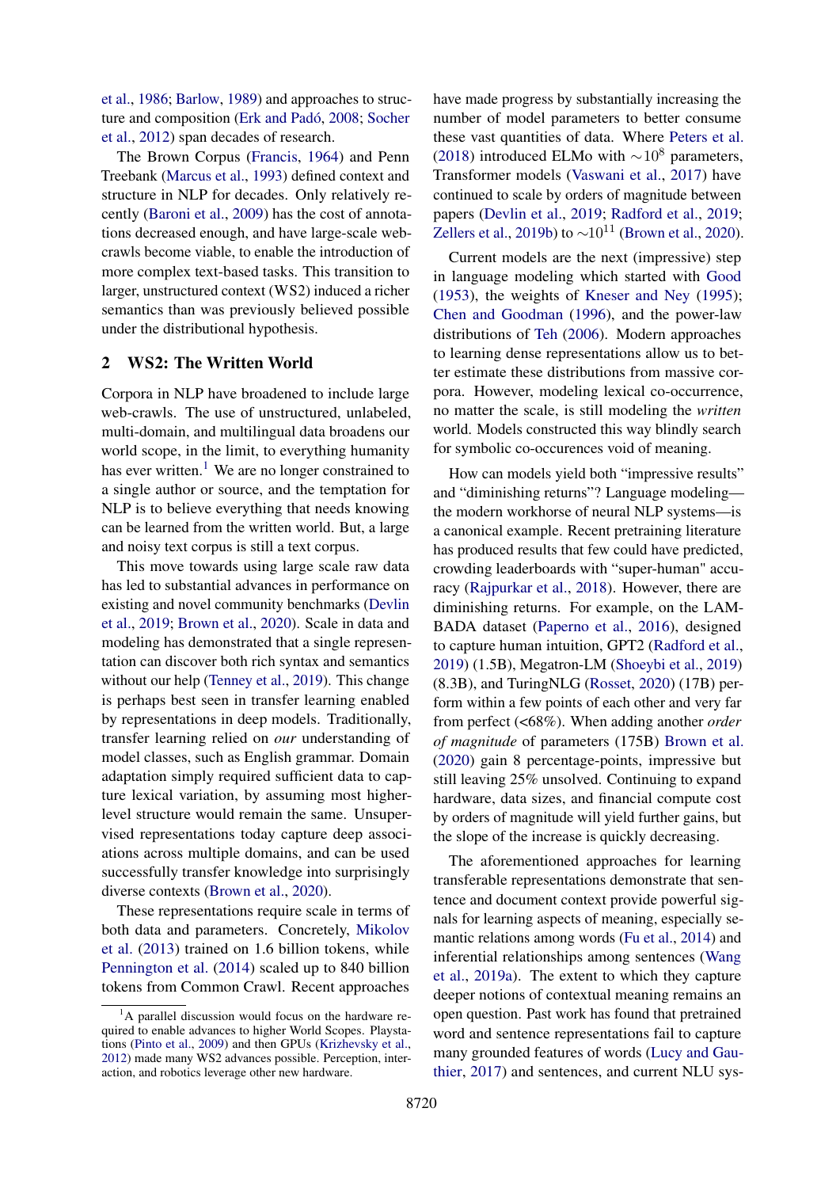et al., 1986; Barlow, 1989) and approaches to structure and composition (Erk and Padó, 2008; Socher et al., 2012) span decades of research.

The Brown Corpus (Francis, 1964) and Penn Treebank (Marcus et al., 1993) defined context and structure in NLP for decades. Only relatively recently (Baroni et al., 2009) has the cost of annotations decreased enough, and have large-scale web-crawls become viable, to enable the introduction of more complex text-based tasks. This transition to larger, unstructured context (WS2) induced a richer semantics than was previously believed possible under the distributional hypothesis.

## 2 WS2: The Written World

Corpora in NLP have broadened to include large web-crawls. The use of unstructured, unlabeled, multi-domain, and multilingual data broadens our world scope, in the limit, to everything humanity has ever written.[1] We are no longer constrained to a single author or source, and the temptation for NLP is to believe everything that needs knowing can be learned from the written world. But, a large and noisy text corpus is still a text corpus.

This move towards using large scale raw data has led to substantial advances in performance on existing and novel community benchmarks (Devlin et al., 2019; Brown et al., 2020). Scale in data and modeling has demonstrated that a single representation can discover both rich syntax and semantics without our help (Tenney et al., 2019). This change is perhaps best seen in transfer learning enabled by representations in deep models. Traditionally, transfer learning relied on *our* understanding of model classes, such as English grammar. Domain adaptation simply required sufficient data to capture lexical variation, by assuming most higher-level structure would remain the same. Unsupervised representations today capture deep associations across multiple domains, and can be used successfully transfer knowledge into surprisingly diverse contexts (Brown et al., 2020).

These representations require scale in terms of both data and parameters. Concretely, Mikolov et al. (2013) trained on 1.6 billion tokens, while Pennington et al. (2014) scaled up to 840 billion tokens from Common Crawl. Recent approaches have made progress by substantially increasing the number of model parameters to better consume these vast quantities of data. Where Peters et al. (2018) introduced ELMo with $\sim 10^8$ parameters, Transformer models (Vaswani et al., 2017) have continued to scale by orders of magnitude between papers (Devlin et al., 2019; Radford et al., 2019; Zellers et al., 2019b) to $\sim 10^{11}$ (Brown et al., 2020).

Current models are the next (impressive) step in language modeling which started with Good (1953), the weights of Kneser and Ney (1995); Chen and Goodman (1996), and the power-law distributions of Teh (2006). Modern approaches to learning dense representations allow us to better estimate these distributions from massive corpora. However, modeling lexical co-occurrence, no matter the scale, is still modeling the *written* world. Models constructed this way blindly search for symbolic co-occurences void of meaning.

How can models yield both "impressive results" and "diminishing returns"? Language modeling—the modern workhorse of neural NLP systems—is a canonical example. Recent pretraining literature has produced results that few could have predicted, crowding leaderboards with "super-human" accuracy (Rajpurkar et al., 2018). However, there are diminishing returns. For example, on the LAMBADA dataset (Paperno et al., 2016), designed to capture human intuition, GPT2 (Radford et al., 2019) (1.5B), Megatron-LM (Shoeybi et al., 2019) (8.3B), and TuringNLG (Rosset, 2020) (17B) perform within a few points of each other and very far from perfect (<68%). When adding another *order of magnitude* of parameters (175B) Brown et al. (2020) gain 8 percentage-points, impressive but still leaving 25% unsolved. Continuing to expand hardware, data sizes, and financial compute cost by orders of magnitude will yield further gains, but the slope of the increase is quickly decreasing.

The aforementioned approaches for learning transferable representations demonstrate that sentence and document context provide powerful signals for learning aspects of meaning, especially semantic relations among words (Fu et al., 2014) and inferential relationships among sentences (Wang et al., 2019a). The extent to which they capture deeper notions of contextual meaning remains an open question. Past work has found that pretrained word and sentence representations fail to capture many grounded features of words (Lucy and Gauthier, 2017) and sentences, and current NLU sys-

[1] A parallel discussion would focus on the hardware required to enable advances to higher World Scopes. Playstations (Pinto et al., 2009) and then GPUs (Krizhevsky et al., 2012) made many WS2 advances possible. Perception, interaction, and robotics leverage other new hardware.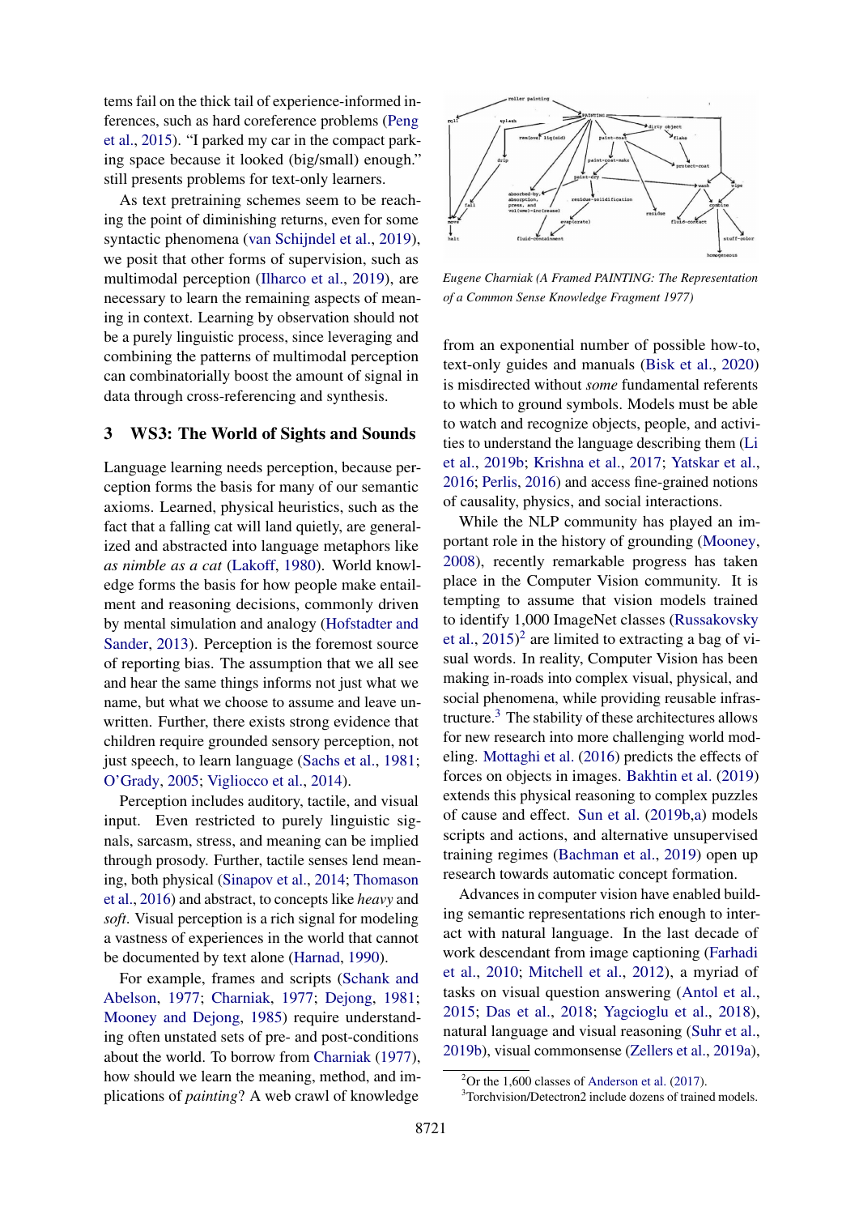tems fail on the thick tail of experience-informed inferences, such as hard coreference problems (Peng et al., 2015). "I parked my car in the compact parking space because it looked (big/small) enough." still presents problems for text-only learners.

As text pretraining schemes seem to be reaching the point of diminishing returns, even for some syntactic phenomena (van Schijndel et al., 2019), we posit that other forms of supervision, such as multimodal perception (Ilharco et al., 2019), are necessary to learn the remaining aspects of meaning in context. Learning by observation should not be a purely linguistic process, since leveraging and combining the patterns of multimodal perception can combinatorially boost the amount of signal in data through cross-referencing and synthesis.

## 3 WS3: The World of Sights and Sounds

Language learning needs perception, because perception forms the basis for many of our semantic axioms. Learned, physical heuristics, such as the fact that a falling cat will land quietly, are generalized and abstracted into language metaphors like *as nimble as a cat* (Lakoff, 1980). World knowledge forms the basis for how people make entailment and reasoning decisions, commonly driven by mental simulation and analogy (Hofstadter and Sander, 2013). Perception is the foremost source of reporting bias. The assumption that we all see and hear the same things informs not just what we name, but what we choose to assume and leave unwritten. Further, there exists strong evidence that children require grounded sensory perception, not just speech, to learn language (Sachs et al., 1981; O'Grady, 2005; Vigliocco et al., 2014).

Perception includes auditory, tactile, and visual input. Even restricted to purely linguistic signals, sarcasm, stress, and meaning can be implied through prosody. Further, tactile senses lend meaning, both physical (Sinapov et al., 2014; Thomason et al., 2016) and abstract, to concepts like *heavy* and *soft*. Visual perception is a rich signal for modeling a vastness of experiences in the world that cannot be documented by text alone (Harnad, 1990).

For example, frames and scripts (Schank and Abelson, 1977; Charniak, 1977; Dejong, 1981; Mooney and Dejong, 1985) require understanding often unstated sets of pre- and post-conditions about the world. To borrow from Charniak (1977), how should we learn the meaning, method, and implications of *painting*? A web crawl of knowledge

*Eugene Charniak (A Framed PAINTING: The Representation of a Common Sense Knowledge Fragment 1977)*

from an exponential number of possible how-to, text-only guides and manuals (Bisk et al., 2020) is misdirected without *some* fundamental referents to which to ground symbols. Models must be able to watch and recognize objects, people, and activities to understand the language describing them (Li et al., 2019b; Krishna et al., 2017; Yatskar et al., 2016; Perlis, 2016) and access fine-grained notions of causality, physics, and social interactions.

While the NLP community has played an important role in the history of grounding (Mooney, 2008), recently remarkable progress has taken place in the Computer Vision community. It is tempting to assume that vision models trained to identify 1,000 ImageNet classes (Russakovsky et al., 2015)[2] are limited to extracting a bag of visual words. In reality, Computer Vision has been making in-roads into complex visual, physical, and social phenomena, while providing reusable infrastructure.[3] The stability of these architectures allows for new research into more challenging world modeling. Mottaghi et al. (2016) predicts the effects of forces on objects in images. Bakhtin et al. (2019) extends this physical reasoning to complex puzzles of cause and effect. Sun et al. (2019b,a) models scripts and actions, and alternative unsupervised training regimes (Bachman et al., 2019) open up research towards automatic concept formation.

Advances in computer vision have enabled building semantic representations rich enough to interact with natural language. In the last decade of work descendant from image captioning (Farhadi et al., 2010; Mitchell et al., 2012), a myriad of tasks on visual question answering (Antol et al., 2015; Das et al., 2018; Yagcioglu et al., 2018), natural language and visual reasoning (Suhr et al., 2019b), visual commonsense (Zellers et al., 2019a),

[2]Or the 1,600 classes of Anderson et al. (2017).

[3]Torchvision/Detectron2 include dozens of trained models.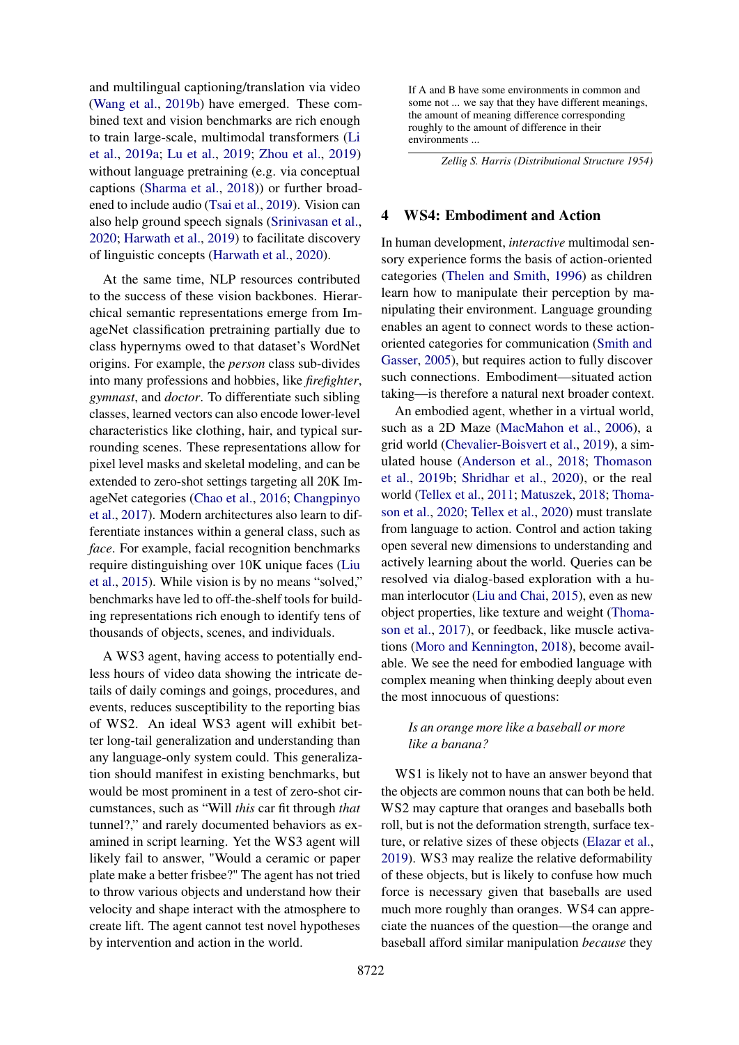and multilingual captioning/translation via video (Wang et al., 2019b) have emerged. These combined text and vision benchmarks are rich enough to train large-scale, multimodal transformers (Li et al., 2019a; Lu et al., 2019; Zhou et al., 2019) without language pretraining (e.g. via conceptual captions (Sharma et al., 2018)) or further broadened to include audio (Tsai et al., 2019). Vision can also help ground speech signals (Srinivasan et al., 2020; Harwath et al., 2019) to facilitate discovery of linguistic concepts (Harwath et al., 2020).

At the same time, NLP resources contributed to the success of these vision backbones. Hierarchical semantic representations emerge from ImageNet classification pretraining partially due to class hypernyms owed to that dataset's WordNet origins. For example, the *person* class sub-divides into many professions and hobbies, like *firefighter*, *gymnast*, and *doctor*. To differentiate such sibling classes, learned vectors can also encode lower-level characteristics like clothing, hair, and typical surrounding scenes. These representations allow for pixel level masks and skeletal modeling, and can be extended to zero-shot settings targeting all 20K ImageNet categories (Chao et al., 2016; Changpinyo et al., 2017). Modern architectures also learn to differentiate instances within a general class, such as *face*. For example, facial recognition benchmarks require distinguishing over 10K unique faces (Liu et al., 2015). While vision is by no means "solved," benchmarks have led to off-the-shelf tools for building representations rich enough to identify tens of thousands of objects, scenes, and individuals.

A WS3 agent, having access to potentially endless hours of video data showing the intricate details of daily comings and goings, procedures, and events, reduces susceptibility to the reporting bias of WS2. An ideal WS3 agent will exhibit better long-tail generalization and understanding than any language-only system could. This generalization should manifest in existing benchmarks, but would be most prominent in a test of zero-shot circumstances, such as "Will *this* car fit through *that* tunnel?," and rarely documented behaviors as examined in script learning. Yet the WS3 agent will likely fail to answer, "Would a ceramic or paper plate make a better frisbee?" The agent has not tried to throw various objects and understand how their velocity and shape interact with the atmosphere to create lift. The agent cannot test novel hypotheses by intervention and action in the world.

> If A and B have some environments in common and some not ... we say that they have different meanings, the amount of meaning difference corresponding roughly to the amount of difference in their environments ...
>
> *Zellig S. Harris (Distributional Structure 1954)*

## 4 WS4: Embodiment and Action

In human development, *interactive* multimodal sensory experience forms the basis of action-oriented categories (Thelen and Smith, 1996) as children learn how to manipulate their perception by manipulating their environment. Language grounding enables an agent to connect words to these action-oriented categories for communication (Smith and Gasser, 2005), but requires action to fully discover such connections. Embodiment—situated action taking—is therefore a natural next broader context.

An embodied agent, whether in a virtual world, such as a 2D Maze (MacMahon et al., 2006), a grid world (Chevalier-Boisvert et al., 2019), a simulated house (Anderson et al., 2018; Thomason et al., 2019b; Shridhar et al., 2020), or the real world (Tellex et al., 2011; Matuszek, 2018; Thomason et al., 2020; Tellex et al., 2020) must translate from language to action. Control and action taking open several new dimensions to understanding and actively learning about the world. Queries can be resolved via dialog-based exploration with a human interlocutor (Liu and Chai, 2015), even as new object properties, like texture and weight (Thomason et al., 2017), or feedback, like muscle activations (Moro and Kennington, 2018), become available. We see the need for embodied language with complex meaning when thinking deeply about even the most innocuous of questions:

> *Is an orange more like a baseball or more like a banana?*

WS1 is likely not to have an answer beyond that the objects are common nouns that can both be held. WS2 may capture that oranges and baseballs both roll, but is not the deformation strength, surface texture, or relative sizes of these objects (Elazar et al., 2019). WS3 may realize the relative deformability of these objects, but is likely to confuse how much force is necessary given that baseballs are used much more roughly than oranges. WS4 can appreciate the nuances of the question—the orange and baseball afford similar manipulation *because* they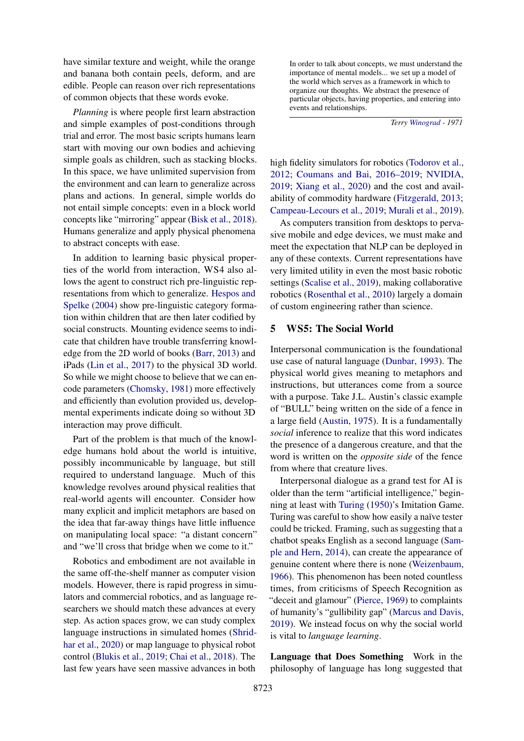have similar texture and weight, while the orange and banana both contain peels, deform, and are edible. People can reason over rich representations of common objects that these words evoke.

*Planning* is where people first learn abstraction and simple examples of post-conditions through trial and error. The most basic scripts humans learn start with moving our own bodies and achieving simple goals as children, such as stacking blocks. In this space, we have unlimited supervision from the environment and can learn to generalize across plans and actions. In general, simple worlds do not entail simple concepts: even in a block world concepts like "mirroring" appear (Bisk et al., 2018). Humans generalize and apply physical phenomena to abstract concepts with ease.

In addition to learning basic physical properties of the world from interaction, WS4 also allows the agent to construct rich pre-linguistic representations from which to generalize. Hespos and Spelke (2004) show pre-linguistic category formation within children that are then later codified by social constructs. Mounting evidence seems to indicate that children have trouble transferring knowledge from the 2D world of books (Barr, 2013) and iPads (Lin et al., 2017) to the physical 3D world. So while we might choose to believe that we can encode parameters (Chomsky, 1981) more effectively and efficiently than evolution provided us, developmental experiments indicate doing so without 3D interaction may prove difficult.

Part of the problem is that much of the knowledge humans hold about the world is intuitive, possibly incommunicable by language, but still required to understand language. Much of this knowledge revolves around physical realities that real-world agents will encounter. Consider how many explicit and implicit metaphors are based on the idea that far-away things have little influence on manipulating local space: "a distant concern" and "we'll cross that bridge when we come to it."

Robotics and embodiment are not available in the same off-the-shelf manner as computer vision models. However, there is rapid progress in simulators and commercial robotics, and as language researchers we should match these advances at every step. As action spaces grow, we can study complex language instructions in simulated homes (Shridhar et al., 2020) or map language to physical robot control (Blukis et al., 2019; Chai et al., 2018). The last few years have seen massive advances in both high fidelity simulators for robotics (Todorov et al., 2012; Coumans and Bai, 2016–2019; NVIDIA, 2019; Xiang et al., 2020) and the cost and availability of commodity hardware (Fitzgerald, 2013; Campeau-Lecours et al., 2019; Murali et al., 2019).

As computers transition from desktops to pervasive mobile and edge devices, we must make and meet the expectation that NLP can be deployed in any of these contexts. Current representations have very limited utility in even the most basic robotic settings (Scalise et al., 2019), making collaborative robotics (Rosenthal et al., 2010) largely a domain of custom engineering rather than science.

> In order to talk about concepts, we must understand the importance of mental models... we set up a model of the world which serves as a framework in which to organize our thoughts. We abstract the presence of particular objects, having properties, and entering into events and relationships.
>
> *Terry Winograd - 1971*

## 5 WS5: The Social World

Interpersonal communication is the foundational use case of natural language (Dunbar, 1993). The physical world gives meaning to metaphors and instructions, but utterances come from a source with a purpose. Take J.L. Austin's classic example of "BULL" being written on the side of a fence in a large field (Austin, 1975). It is a fundamentally *social* inference to realize that this word indicates the presence of a dangerous creature, and that the word is written on the *opposite side* of the fence from where that creature lives.

Interpersonal dialogue as a grand test for AI is older than the term "artificial intelligence," beginning at least with Turing (1950)'s Imitation Game. Turing was careful to show how easily a naïve tester could be tricked. Framing, such as suggesting that a chatbot speaks English as a second language (Sample and Hern, 2014), can create the appearance of genuine content where there is none (Weizenbaum, 1966). This phenomenon has been noted countless times, from criticisms of Speech Recognition as "deceit and glamour" (Pierce, 1969) to complaints of humanity's "gullibility gap" (Marcus and Davis, 2019). We instead focus on why the social world is vital to *language learning*.

**Language that Does Something** Work in the philosophy of language has long suggested that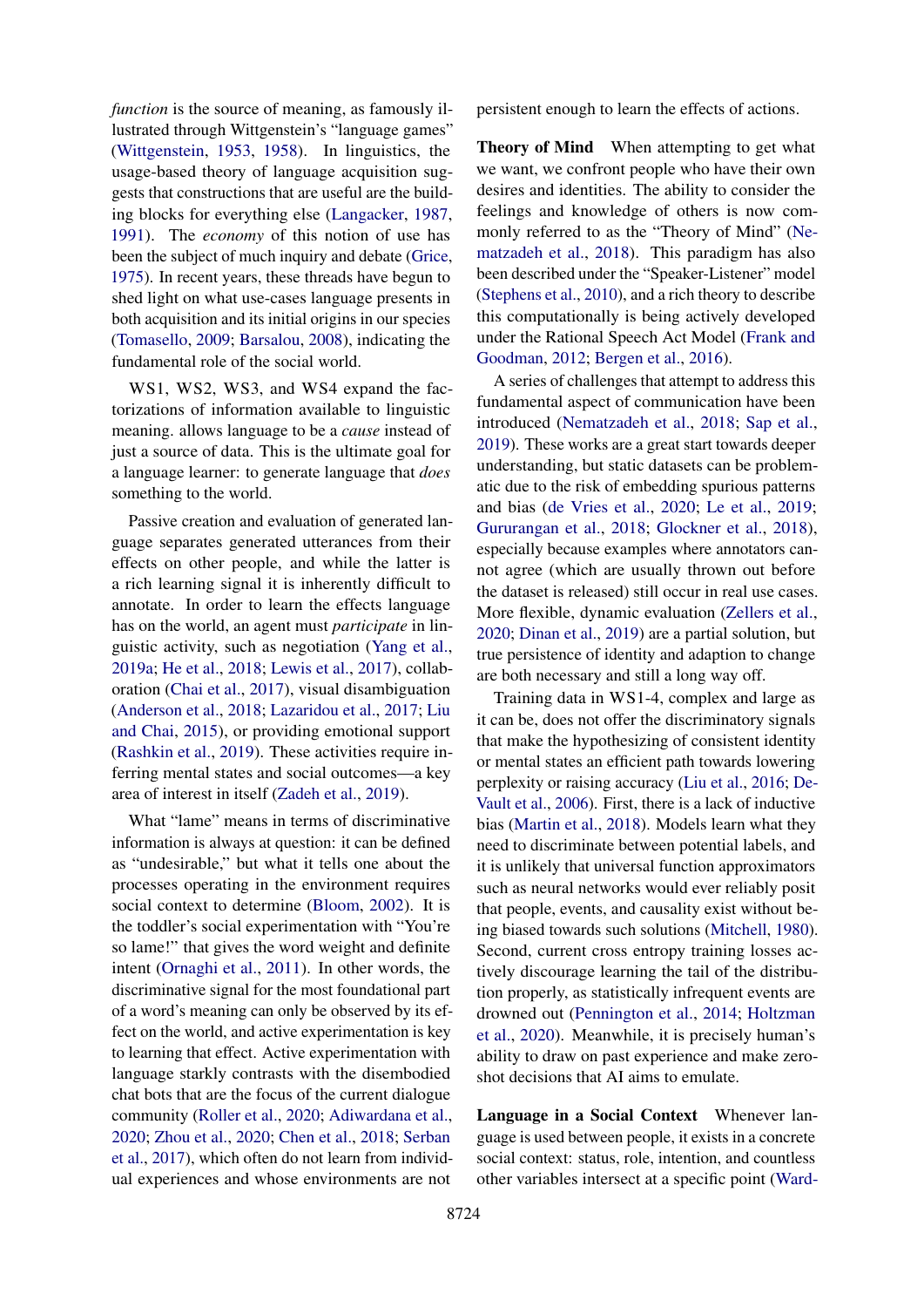*function* is the source of meaning, as famously illustrated through Wittgenstein's "language games" (Wittgenstein, 1953, 1958). In linguistics, the usage-based theory of language acquisition suggests that constructions that are useful are the building blocks for everything else (Langacker, 1987, 1991). The *economy* of this notion of use has been the subject of much inquiry and debate (Grice, 1975). In recent years, these threads have begun to shed light on what use-cases language presents in both acquisition and its initial origins in our species (Tomasello, 2009; Barsalou, 2008), indicating the fundamental role of the social world.

WS1, WS2, WS3, and WS4 expand the factorizations of information available to linguistic meaning. allows language to be a *cause* instead of just a source of data. This is the ultimate goal for a language learner: to generate language that *does* something to the world.

Passive creation and evaluation of generated language separates generated utterances from their effects on other people, and while the latter is a rich learning signal it is inherently difficult to annotate. In order to learn the effects language has on the world, an agent must *participate* in linguistic activity, such as negotiation (Yang et al., 2019a; He et al., 2018; Lewis et al., 2017), collaboration (Chai et al., 2017), visual disambiguation (Anderson et al., 2018; Lazaridou et al., 2017; Liu and Chai, 2015), or providing emotional support (Rashkin et al., 2019). These activities require inferring mental states and social outcomes—a key area of interest in itself (Zadeh et al., 2019).

What "lame" means in terms of discriminative information is always at question: it can be defined as "undesirable," but what it tells one about the processes operating in the environment requires social context to determine (Bloom, 2002). It is the toddler's social experimentation with "You're so lame!" that gives the word weight and definite intent (Ornaghi et al., 2011). In other words, the discriminative signal for the most foundational part of a word's meaning can only be observed by its effect on the world, and active experimentation is key to learning that effect. Active experimentation with language starkly contrasts with the disembodied chat bots that are the focus of the current dialogue community (Roller et al., 2020; Adiwardana et al., 2020; Zhou et al., 2020; Chen et al., 2018; Serban et al., 2017), which often do not learn from individual experiences and whose environments are not persistent enough to learn the effects of actions.

**Theory of Mind** When attempting to get what we want, we confront people who have their own desires and identities. The ability to consider the feelings and knowledge of others is now commonly referred to as the "Theory of Mind" (Nematzadeh et al., 2018). This paradigm has also been described under the "Speaker-Listener" model (Stephens et al., 2010), and a rich theory to describe this computationally is being actively developed under the Rational Speech Act Model (Frank and Goodman, 2012; Bergen et al., 2016).

A series of challenges that attempt to address this fundamental aspect of communication have been introduced (Nematzadeh et al., 2018; Sap et al., 2019). These works are a great start towards deeper understanding, but static datasets can be problematic due to the risk of embedding spurious patterns and bias (de Vries et al., 2020; Le et al., 2019; Gururangan et al., 2018; Glockner et al., 2018), especially because examples where annotators cannot agree (which are usually thrown out before the dataset is released) still occur in real use cases. More flexible, dynamic evaluation (Zellers et al., 2020; Dinan et al., 2019) are a partial solution, but true persistence of identity and adaption to change are both necessary and still a long way off.

Training data in WS1-4, complex and large as it can be, does not offer the discriminatory signals that make the hypothesizing of consistent identity or mental states an efficient path towards lowering perplexity or raising accuracy (Liu et al., 2016; DeVault et al., 2006). First, there is a lack of inductive bias (Martin et al., 2018). Models learn what they need to discriminate between potential labels, and it is unlikely that universal function approximators such as neural networks would ever reliably posit that people, events, and causality exist without being biased towards such solutions (Mitchell, 1980). Second, current cross entropy training losses actively discourage learning the tail of the distribution properly, as statistically infrequent events are drowned out (Pennington et al., 2014; Holtzman et al., 2020). Meanwhile, it is precisely human's ability to draw on past experience and make zero-shot decisions that AI aims to emulate.

**Language in a Social Context** Whenever language is used between people, it exists in a concrete social context: status, role, intention, and countless other variables intersect at a specific point (Ward-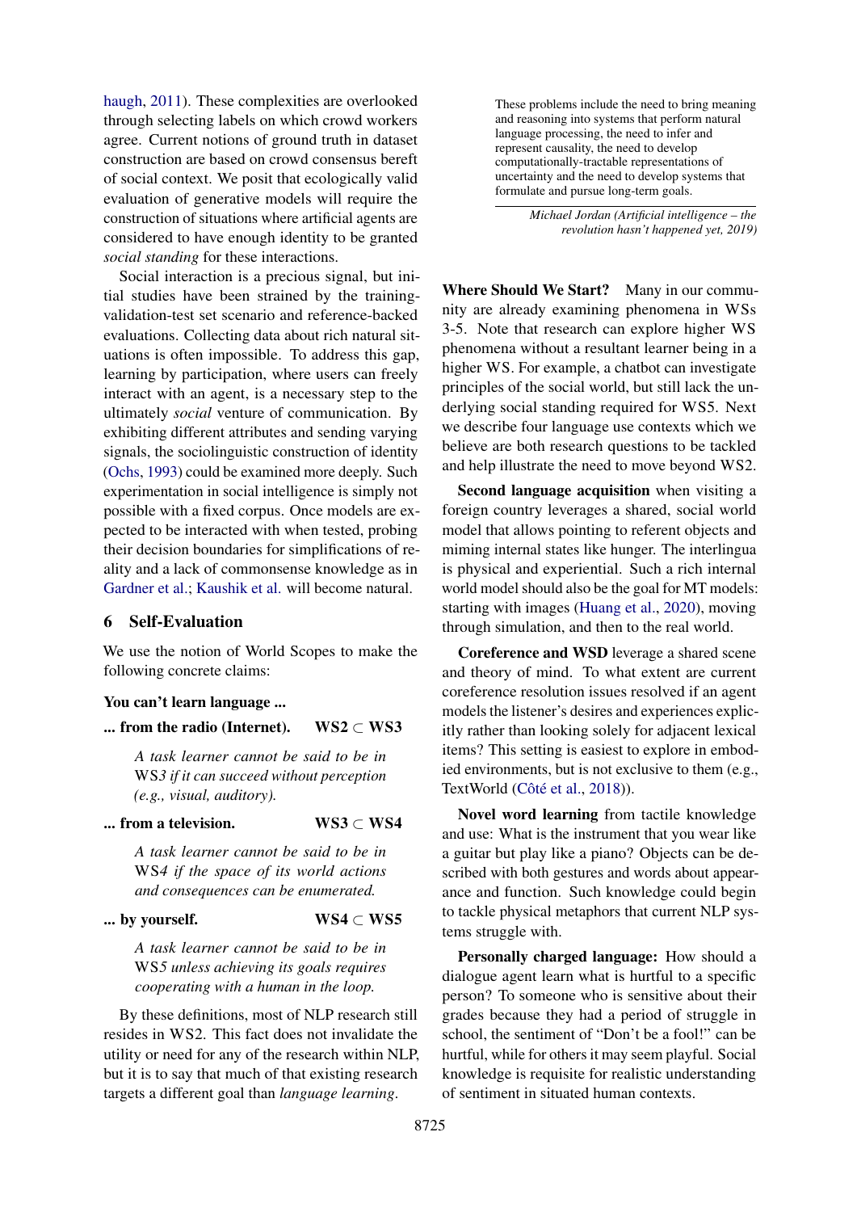haugh, 2011). These complexities are overlooked through selecting labels on which crowd workers agree. Current notions of ground truth in dataset construction are based on crowd consensus bereft of social context. We posit that ecologically valid evaluation of generative models will require the construction of situations where artificial agents are considered to have enough identity to be granted *social standing* for these interactions.

Social interaction is a precious signal, but initial studies have been strained by the training-validation-test set scenario and reference-backed evaluations. Collecting data about rich natural situations is often impossible. To address this gap, learning by participation, where users can freely interact with an agent, is a necessary step to the ultimately *social* venture of communication. By exhibiting different attributes and sending varying signals, the sociolinguistic construction of identity (Ochs, 1993) could be examined more deeply. Such experimentation in social intelligence is simply not possible with a fixed corpus. Once models are expected to be interacted with when tested, probing their decision boundaries for simplifications of reality and a lack of commonsense knowledge as in Gardner et al.; Kaushik et al. will become natural.

## 6 Self-Evaluation

We use the notion of World Scopes to make the following concrete claims:

**You can't learn language ...**

**... from the radio (Internet).** **WS2 ⊂ WS3**

> *A task learner cannot be said to be in* WS*3 if it can succeed without perception (e.g., visual, auditory).*

**... from a television.** **WS3 ⊂ WS4**

> *A task learner cannot be said to be in* WS*4 if the space of its world actions and consequences can be enumerated.*

**... by yourself.** **WS4 ⊂ WS5**

> *A task learner cannot be said to be in* WS*5 unless achieving its goals requires cooperating with a human in the loop.*

By these definitions, most of NLP research still resides in WS2. This fact does not invalidate the utility or need for any of the research within NLP, but it is to say that much of that existing research targets a different goal than *language learning*.

> These problems include the need to bring meaning and reasoning into systems that perform natural language processing, the need to infer and represent causality, the need to develop computationally-tractable representations of uncertainty and the need to develop systems that formulate and pursue long-term goals.
>
> *Michael Jordan (Artificial intelligence – the revolution hasn't happened yet, 2019)*

**Where Should We Start?** Many in our community are already examining phenomena in WSs 3-5. Note that research can explore higher WS phenomena without a resultant learner being in a higher WS. For example, a chatbot can investigate principles of the social world, but still lack the underlying social standing required for WS5. Next we describe four language use contexts which we believe are both research questions to be tackled and help illustrate the need to move beyond WS2.

**Second language acquisition** when visiting a foreign country leverages a shared, social world model that allows pointing to referent objects and miming internal states like hunger. The interlingua is physical and experiential. Such a rich internal world model should also be the goal for MT models: starting with images (Huang et al., 2020), moving through simulation, and then to the real world.

**Coreference and WSD** leverage a shared scene and theory of mind. To what extent are current coreference resolution issues resolved if an agent models the listener's desires and experiences explicitly rather than looking solely for adjacent lexical items? This setting is easiest to explore in embodied environments, but is not exclusive to them (e.g., TextWorld (Côté et al., 2018)).

**Novel word learning** from tactile knowledge and use: What is the instrument that you wear like a guitar but play like a piano? Objects can be described with both gestures and words about appearance and function. Such knowledge could begin to tackle physical metaphors that current NLP systems struggle with.

**Personally charged language:** How should a dialogue agent learn what is hurtful to a specific person? To someone who is sensitive about their grades because they had a period of struggle in school, the sentiment of "Don't be a fool!" can be hurtful, while for others it may seem playful. Social knowledge is requisite for realistic understanding of sentiment in situated human contexts.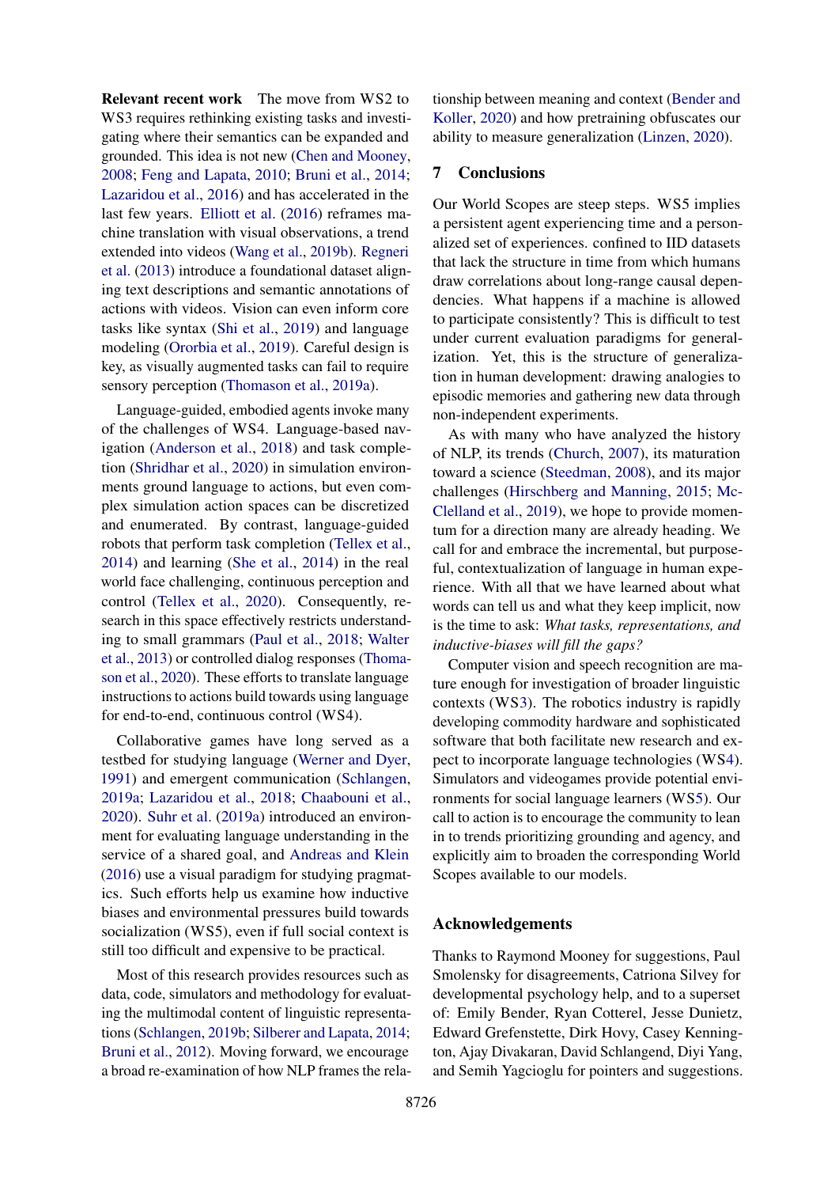**Relevant recent work** The move from WS2 to WS3 requires rethinking existing tasks and investigating where their semantics can be expanded and grounded. This idea is not new (Chen and Mooney, 2008; Feng and Lapata, 2010; Bruni et al., 2014; Lazaridou et al., 2016) and has accelerated in the last few years. Elliott et al. (2016) reframes machine translation with visual observations, a trend extended into videos (Wang et al., 2019b). Regneri et al. (2013) introduce a foundational dataset aligning text descriptions and semantic annotations of actions with videos. Vision can even inform core tasks like syntax (Shi et al., 2019) and language modeling (Ororbia et al., 2019). Careful design is key, as visually augmented tasks can fail to require sensory perception (Thomason et al., 2019a).

Language-guided, embodied agents invoke many of the challenges of WS4. Language-based navigation (Anderson et al., 2018) and task completion (Shridhar et al., 2020) in simulation environments ground language to actions, but even complex simulation action spaces can be discretized and enumerated. By contrast, language-guided robots that perform task completion (Tellex et al., 2014) and learning (She et al., 2014) in the real world face challenging, continuous perception and control (Tellex et al., 2020). Consequently, research in this space effectively restricts understanding to small grammars (Paul et al., 2018; Walter et al., 2013) or controlled dialog responses (Thomason et al., 2020). These efforts to translate language instructions to actions build towards using language for end-to-end, continuous control (WS4).

Collaborative games have long served as a testbed for studying language (Werner and Dyer, 1991) and emergent communication (Schlangen, 2019a; Lazaridou et al., 2018; Chaabouni et al., 2020). Suhr et al. (2019a) introduced an environment for evaluating language understanding in the service of a shared goal, and Andreas and Klein (2016) use a visual paradigm for studying pragmatics. Such efforts help us examine how inductive biases and environmental pressures build towards socialization (WS5), even if full social context is still too difficult and expensive to be practical.

Most of this research provides resources such as data, code, simulators and methodology for evaluating the multimodal content of linguistic representations (Schlangen, 2019b; Silberer and Lapata, 2014; Bruni et al., 2012). Moving forward, we encourage a broad re-examination of how NLP frames the relationship between meaning and context (Bender and Koller, 2020) and how pretraining obfuscates our ability to measure generalization (Linzen, 2020).

## 7 Conclusions

Our World Scopes are steep steps. WS5 implies a persistent agent experiencing time and a personalized set of experiences. confined to IID datasets that lack the structure in time from which humans draw correlations about long-range causal dependencies. What happens if a machine is allowed to participate consistently? This is difficult to test under current evaluation paradigms for generalization. Yet, this is the structure of generalization in human development: drawing analogies to episodic memories and gathering new data through non-independent experiments.

As with many who have analyzed the history of NLP, its trends (Church, 2007), its maturation toward a science (Steedman, 2008), and its major challenges (Hirschberg and Manning, 2015; McClelland et al., 2019), we hope to provide momentum for a direction many are already heading. We call for and embrace the incremental, but purposeful, contextualization of language in human experience. With all that we have learned about what words can tell us and what they keep implicit, now is the time to ask: *What tasks, representations, and inductive-biases will fill the gaps?*

Computer vision and speech recognition are mature enough for investigation of broader linguistic contexts (WS3). The robotics industry is rapidly developing commodity hardware and sophisticated software that both facilitate new research and expect to incorporate language technologies (WS4). Simulators and videogames provide potential environments for social language learners (WS5). Our call to action is to encourage the community to lean in to trends prioritizing grounding and agency, and explicitly aim to broaden the corresponding World Scopes available to our models.

## Acknowledgements

Thanks to Raymond Mooney for suggestions, Paul Smolensky for disagreements, Catriona Silvey for developmental psychology help, and to a superset of: Emily Bender, Ryan Cotterel, Jesse Dunietz, Edward Grefenstette, Dirk Hovy, Casey Kennington, Ajay Divakaran, David Schlangend, Diyi Yang, and Semih Yagcioglu for pointers and suggestions.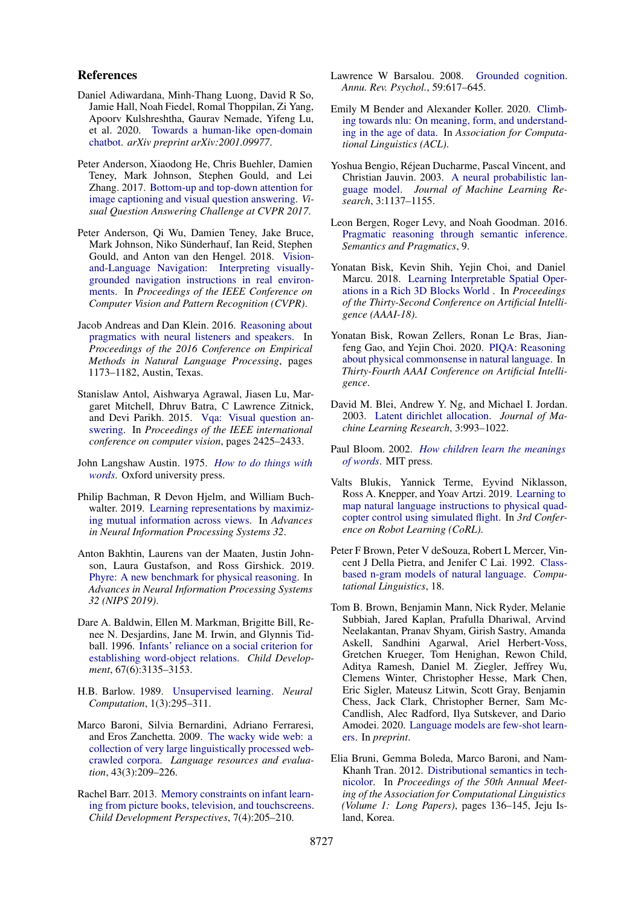## References

Daniel Adiwardana, Minh-Thang Luong, David R So, Jamie Hall, Noah Fiedel, Romal Thoppilan, Zi Yang, Apoorv Kulshreshtha, Gaurav Nemade, Yifeng Lu, et al. 2020. Towards a human-like open-domain chatbot. *arXiv preprint arXiv:2001.09977*.

Peter Anderson, Xiaodong He, Chris Buehler, Damien Teney, Mark Johnson, Stephen Gould, and Lei Zhang. 2017. Bottom-up and top-down attention for image captioning and visual question answering. *Visual Question Answering Challenge at CVPR 2017*.

Peter Anderson, Qi Wu, Damien Teney, Jake Bruce, Mark Johnson, Niko Sünderhauf, Ian Reid, Stephen Gould, and Anton van den Hengel. 2018. Vision-and-Language Navigation: Interpreting visually-grounded navigation instructions in real environments. In *Proceedings of the IEEE Conference on Computer Vision and Pattern Recognition (CVPR)*.

Jacob Andreas and Dan Klein. 2016. Reasoning about pragmatics with neural listeners and speakers. In *Proceedings of the 2016 Conference on Empirical Methods in Natural Language Processing*, pages 1173–1182, Austin, Texas.

Stanislaw Antol, Aishwarya Agrawal, Jiasen Lu, Margaret Mitchell, Dhruv Batra, C Lawrence Zitnick, and Devi Parikh. 2015. Vqa: Visual question answering. In *Proceedings of the IEEE international conference on computer vision*, pages 2425–2433.

John Langshaw Austin. 1975. *How to do things with words*. Oxford university press.

Philip Bachman, R Devon Hjelm, and William Buchwalter. 2019. Learning representations by maximizing mutual information across views. In *Advances in Neural Information Processing Systems 32*.

Anton Bakhtin, Laurens van der Maaten, Justin Johnson, Laura Gustafson, and Ross Girshick. 2019. Phyre: A new benchmark for physical reasoning. In *Advances in Neural Information Processing Systems 32 (NIPS 2019)*.

Dare A. Baldwin, Ellen M. Markman, Brigitte Bill, Renee N. Desjardins, Jane M. Irwin, and Glynnis Tidball. 1996. Infants' reliance on a social criterion for establishing word-object relations. *Child Development*, 67(6):3135–3153.

H.B. Barlow. 1989. Unsupervised learning. *Neural Computation*, 1(3):295–311.

Marco Baroni, Silvia Bernardini, Adriano Ferraresi, and Eros Zanchetta. 2009. The wacky wide web: a collection of very large linguistically processed web-crawled corpora. *Language resources and evaluation*, 43(3):209–226.

Rachel Barr. 2013. Memory constraints on infant learning from picture books, television, and touchscreens. *Child Development Perspectives*, 7(4):205–210.

Lawrence W Barsalou. 2008. Grounded cognition. *Annu. Rev. Psychol.*, 59:617–645.

Emily M Bender and Alexander Koller. 2020. Climbing towards nlu: On meaning, form, and understanding in the age of data. In *Association for Computational Linguistics (ACL)*.

Yoshua Bengio, Réjean Ducharme, Pascal Vincent, and Christian Jauvin. 2003. A neural probabilistic language model. *Journal of Machine Learning Research*, 3:1137–1155.

Leon Bergen, Roger Levy, and Noah Goodman. 2016. Pragmatic reasoning through semantic inference. *Semantics and Pragmatics*, 9.

Yonatan Bisk, Kevin Shih, Yejin Choi, and Daniel Marcu. 2018. Learning Interpretable Spatial Operations in a Rich 3D Blocks World . In *Proceedings of the Thirty-Second Conference on Artificial Intelligence (AAAI-18)*.

Yonatan Bisk, Rowan Zellers, Ronan Le Bras, Jianfeng Gao, and Yejin Choi. 2020. PIQA: Reasoning about physical commonsense in natural language. In *Thirty-Fourth AAAI Conference on Artificial Intelligence*.

David M. Blei, Andrew Y. Ng, and Michael I. Jordan. 2003. Latent dirichlet allocation. *Journal of Machine Learning Research*, 3:993–1022.

Paul Bloom. 2002. *How children learn the meanings of words*. MIT press.

Valts Blukis, Yannick Terme, Eyvind Niklasson, Ross A. Knepper, and Yoav Artzi. 2019. Learning to map natural language instructions to physical quadcopter control using simulated flight. In *3rd Conference on Robot Learning (CoRL)*.

Peter F Brown, Peter V deSouza, Robert L Mercer, Vincent J Della Pietra, and Jenifer C Lai. 1992. Class-based n-gram models of natural language. *Computational Linguistics*, 18.

Tom B. Brown, Benjamin Mann, Nick Ryder, Melanie Subbiah, Jared Kaplan, Prafulla Dhariwal, Arvind Neelakantan, Pranav Shyam, Girish Sastry, Amanda Askell, Sandhini Agarwal, Ariel Herbert-Voss, Gretchen Krueger, Tom Henighan, Rewon Child, Aditya Ramesh, Daniel M. Ziegler, Jeffrey Wu, Clemens Winter, Christopher Hesse, Mark Chen, Eric Sigler, Mateusz Litwin, Scott Gray, Benjamin Chess, Jack Clark, Christopher Berner, Sam McCandlish, Alec Radford, Ilya Sutskever, and Dario Amodei. 2020. Language models are few-shot learners. In *preprint*.

Elia Bruni, Gemma Boleda, Marco Baroni, and Nam-Khanh Tran. 2012. Distributional semantics in technicolor. In *Proceedings of the 50th Annual Meeting of the Association for Computational Linguistics (Volume 1: Long Papers)*, pages 136–145, Jeju Island, Korea.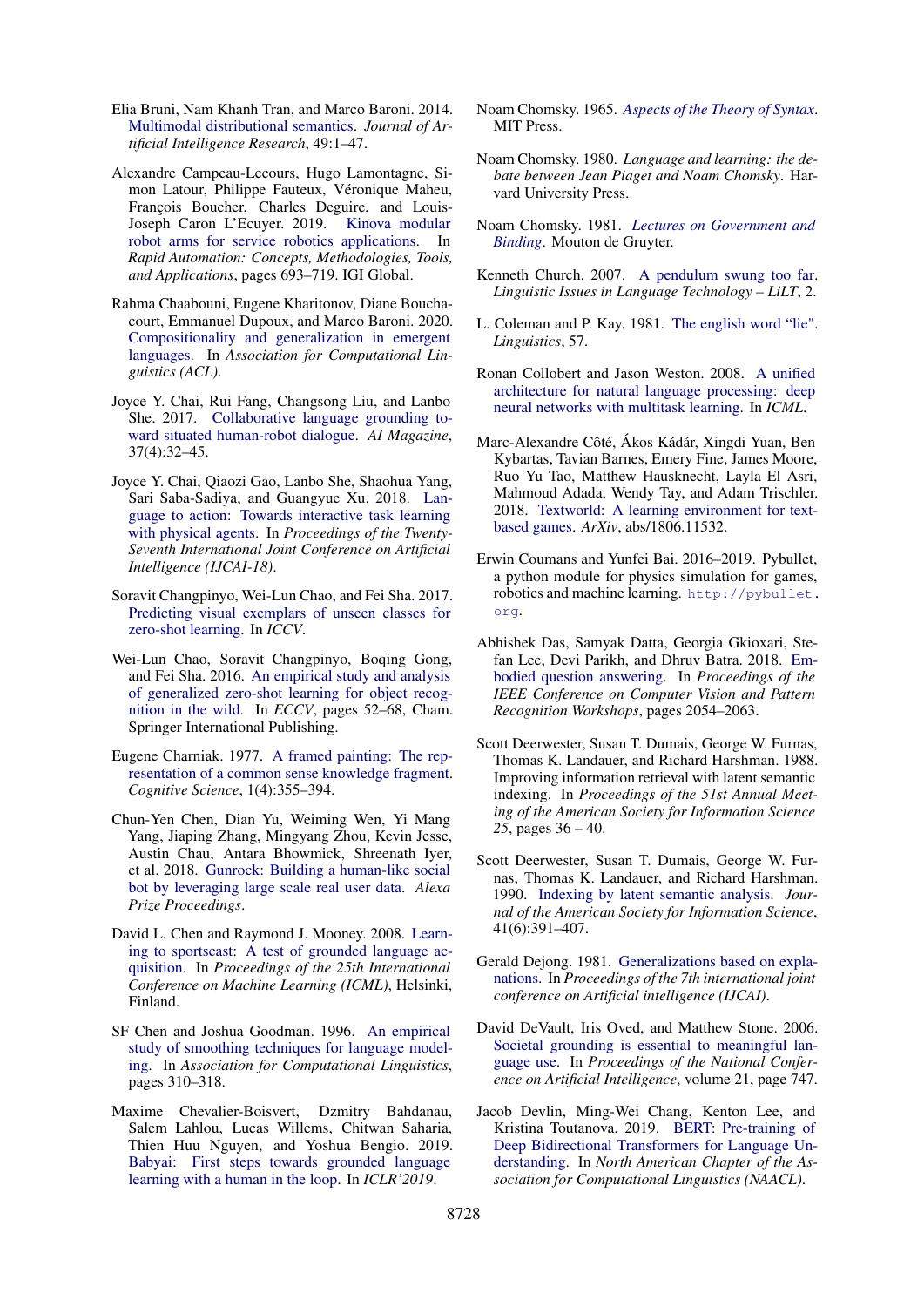Elia Bruni, Nam Khanh Tran, and Marco Baroni. 2014. Multimodal distributional semantics. *Journal of Artificial Intelligence Research*, 49:1–47.

Alexandre Campeau-Lecours, Hugo Lamontagne, Simon Latour, Philippe Fauteux, Véronique Maheu, François Boucher, Charles Deguire, and Louis-Joseph Caron L'Ecuyer. 2019. Kinova modular robot arms for service robotics applications. In *Rapid Automation: Concepts, Methodologies, Tools, and Applications*, pages 693–719. IGI Global.

Rahma Chaabouni, Eugene Kharitonov, Diane Bouchacourt, Emmanuel Dupoux, and Marco Baroni. 2020. Compositionality and generalization in emergent languages. In *Association for Computational Linguistics (ACL)*.

Joyce Y. Chai, Rui Fang, Changsong Liu, and Lanbo She. 2017. Collaborative language grounding toward situated human-robot dialogue. *AI Magazine*, 37(4):32–45.

Joyce Y. Chai, Qiaozi Gao, Lanbo She, Shaohua Yang, Sari Saba-Sadiya, and Guangyue Xu. 2018. Language to action: Towards interactive task learning with physical agents. In *Proceedings of the Twenty-Seventh International Joint Conference on Artificial Intelligence (IJCAI-18)*.

Soravit Changpinyo, Wei-Lun Chao, and Fei Sha. 2017. Predicting visual exemplars of unseen classes for zero-shot learning. In *ICCV*.

Wei-Lun Chao, Soravit Changpinyo, Boqing Gong, and Fei Sha. 2016. An empirical study and analysis of generalized zero-shot learning for object recognition in the wild. In *ECCV*, pages 52–68, Cham. Springer International Publishing.

Eugene Charniak. 1977. A framed painting: The representation of a common sense knowledge fragment. *Cognitive Science*, 1(4):355–394.

Chun-Yen Chen, Dian Yu, Weiming Wen, Yi Mang Yang, Jiaping Zhang, Mingyang Zhou, Kevin Jesse, Austin Chau, Antara Bhowmick, Shreenath Iyer, et al. 2018. Gunrock: Building a human-like social bot by leveraging large scale real user data. *Alexa Prize Proceedings*.

David L. Chen and Raymond J. Mooney. 2008. Learning to sportscast: A test of grounded language acquisition. In *Proceedings of the 25th International Conference on Machine Learning (ICML)*, Helsinki, Finland.

SF Chen and Joshua Goodman. 1996. An empirical study of smoothing techniques for language modeling. In *Association for Computational Linguistics*, pages 310–318.

Maxime Chevalier-Boisvert, Dzmitry Bahdanau, Salem Lahlou, Lucas Willems, Chitwan Saharia, Thien Huu Nguyen, and Yoshua Bengio. 2019. Babyai: First steps towards grounded language learning with a human in the loop. In *ICLR'2019*.

Noam Chomsky. 1965. *Aspects of the Theory of Syntax*. MIT Press.

Noam Chomsky. 1980. *Language and learning: the debate between Jean Piaget and Noam Chomsky*. Harvard University Press.

Noam Chomsky. 1981. *Lectures on Government and Binding*. Mouton de Gruyter.

Kenneth Church. 2007. A pendulum swung too far. *Linguistic Issues in Language Technology – LiLT*, 2.

L. Coleman and P. Kay. 1981. The english word "lie". *Linguistics*, 57.

Ronan Collobert and Jason Weston. 2008. A unified architecture for natural language processing: deep neural networks with multitask learning. In *ICML*.

Marc-Alexandre Côté, Ákos Kádár, Xingdi Yuan, Ben Kybartas, Tavian Barnes, Emery Fine, James Moore, Ruo Yu Tao, Matthew Hausknecht, Layla El Asri, Mahmoud Adada, Wendy Tay, and Adam Trischler. 2018. Textworld: A learning environment for text-based games. *ArXiv*, abs/1806.11532.

Erwin Coumans and Yunfei Bai. 2016–2019. Pybullet, a python module for physics simulation for games, robotics and machine learning. `http://pybullet.org`.

Abhishek Das, Samyak Datta, Georgia Gkioxari, Stefan Lee, Devi Parikh, and Dhruv Batra. 2018. Embodied question answering. In *Proceedings of the IEEE Conference on Computer Vision and Pattern Recognition Workshops*, pages 2054–2063.

Scott Deerwester, Susan T. Dumais, George W. Furnas, Thomas K. Landauer, and Richard Harshman. 1988. Improving information retrieval with latent semantic indexing. In *Proceedings of the 51st Annual Meeting of the American Society for Information Science 25*, pages 36 – 40.

Scott Deerwester, Susan T. Dumais, George W. Furnas, Thomas K. Landauer, and Richard Harshman. 1990. Indexing by latent semantic analysis. *Journal of the American Society for Information Science*, 41(6):391–407.

Gerald Dejong. 1981. Generalizations based on explanations. In *Proceedings of the 7th international joint conference on Artificial intelligence (IJCAI)*.

David DeVault, Iris Oved, and Matthew Stone. 2006. Societal grounding is essential to meaningful language use. In *Proceedings of the National Conference on Artificial Intelligence*, volume 21, page 747.

Jacob Devlin, Ming-Wei Chang, Kenton Lee, and Kristina Toutanova. 2019. BERT: Pre-training of Deep Bidirectional Transformers for Language Understanding. In *North American Chapter of the Association for Computational Linguistics (NAACL)*.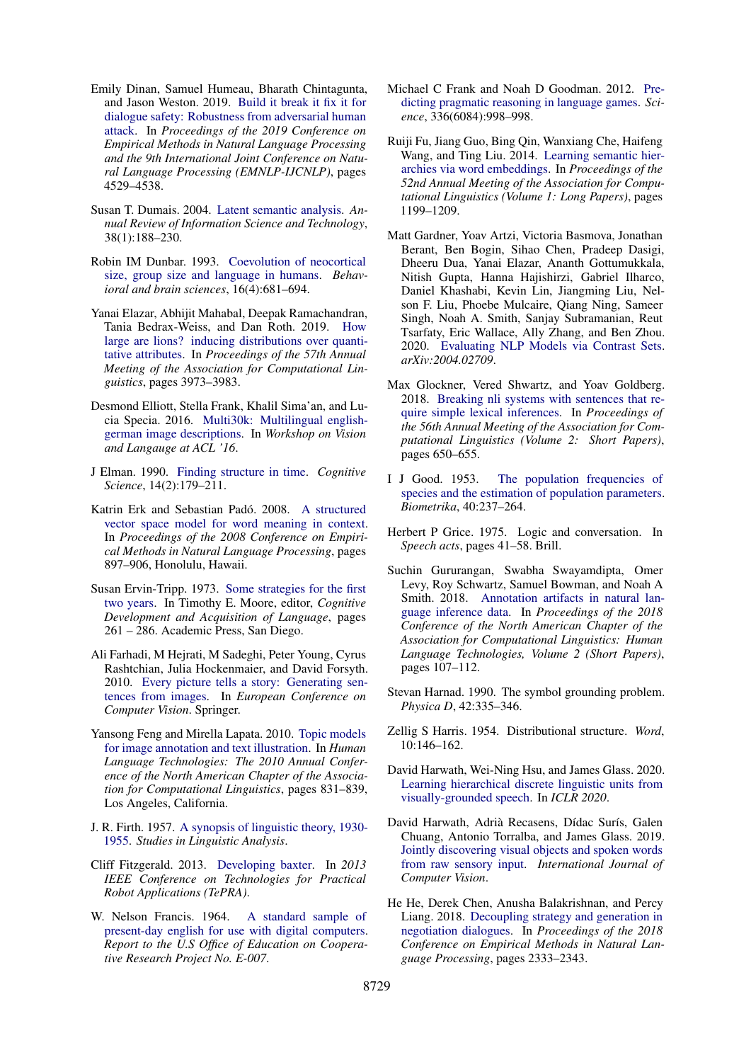Emily Dinan, Samuel Humeau, Bharath Chintagunta, and Jason Weston. 2019. Build it break it fix it for dialogue safety: Robustness from adversarial human attack. In *Proceedings of the 2019 Conference on Empirical Methods in Natural Language Processing and the 9th International Joint Conference on Natural Language Processing (EMNLP-IJCNLP)*, pages 4529–4538.

Susan T. Dumais. 2004. Latent semantic analysis. *Annual Review of Information Science and Technology*, 38(1):188–230.

Robin IM Dunbar. 1993. Coevolution of neocortical size, group size and language in humans. *Behavioral and brain sciences*, 16(4):681–694.

Yanai Elazar, Abhijit Mahabal, Deepak Ramachandran, Tania Bedrax-Weiss, and Dan Roth. 2019. How large are lions? inducing distributions over quantitative attributes. In *Proceedings of the 57th Annual Meeting of the Association for Computational Linguistics*, pages 3973–3983.

Desmond Elliott, Stella Frank, Khalil Sima'an, and Lucia Specia. 2016. Multi30k: Multilingual english-german image descriptions. In *Workshop on Vision and Langauge at ACL '16*.

J Elman. 1990. Finding structure in time. *Cognitive Science*, 14(2):179–211.

Katrin Erk and Sebastian Padó. 2008. A structured vector space model for word meaning in context. In *Proceedings of the 2008 Conference on Empirical Methods in Natural Language Processing*, pages 897–906, Honolulu, Hawaii.

Susan Ervin-Tripp. 1973. Some strategies for the first two years. In Timothy E. Moore, editor, *Cognitive Development and Acquisition of Language*, pages 261 – 286. Academic Press, San Diego.

Ali Farhadi, M Hejrati, M Sadeghi, Peter Young, Cyrus Rashtchian, Julia Hockenmaier, and David Forsyth. 2010. Every picture tells a story: Generating sentences from images. In *European Conference on Computer Vision*. Springer.

Yansong Feng and Mirella Lapata. 2010. Topic models for image annotation and text illustration. In *Human Language Technologies: The 2010 Annual Conference of the North American Chapter of the Association for Computational Linguistics*, pages 831–839, Los Angeles, California.

J. R. Firth. 1957. A synopsis of linguistic theory, 1930-1955. *Studies in Linguistic Analysis*.

Cliff Fitzgerald. 2013. Developing baxter. In *2013 IEEE Conference on Technologies for Practical Robot Applications (TePRA)*.

W. Nelson Francis. 1964. A standard sample of present-day english for use with digital computers. *Report to the U.S Office of Education on Cooperative Research Project No. E-007*.

Michael C Frank and Noah D Goodman. 2012. Predicting pragmatic reasoning in language games. *Science*, 336(6084):998–998.

Ruiji Fu, Jiang Guo, Bing Qin, Wanxiang Che, Haifeng Wang, and Ting Liu. 2014. Learning semantic hierarchies via word embeddings. In *Proceedings of the 52nd Annual Meeting of the Association for Computational Linguistics (Volume 1: Long Papers)*, pages 1199–1209.

Matt Gardner, Yoav Artzi, Victoria Basmova, Jonathan Berant, Ben Bogin, Sihao Chen, Pradeep Dasigi, Dheeru Dua, Yanai Elazar, Ananth Gottumukkala, Nitish Gupta, Hanna Hajishirzi, Gabriel Ilharco, Daniel Khashabi, Kevin Lin, Jiangming Liu, Nelson F. Liu, Phoebe Mulcaire, Qiang Ning, Sameer Singh, Noah A. Smith, Sanjay Subramanian, Reut Tsarfaty, Eric Wallace, Ally Zhang, and Ben Zhou. 2020. Evaluating NLP Models via Contrast Sets. *arXiv:2004.02709*.

Max Glockner, Vered Shwartz, and Yoav Goldberg. 2018. Breaking nli systems with sentences that require simple lexical inferences. In *Proceedings of the 56th Annual Meeting of the Association for Computational Linguistics (Volume 2: Short Papers)*, pages 650–655.

I J Good. 1953. The population frequencies of species and the estimation of population parameters. *Biometrika*, 40:237–264.

Herbert P Grice. 1975. Logic and conversation. In *Speech acts*, pages 41–58. Brill.

Suchin Gururangan, Swabha Swayamdipta, Omer Levy, Roy Schwartz, Samuel Bowman, and Noah A Smith. 2018. Annotation artifacts in natural language inference data. In *Proceedings of the 2018 Conference of the North American Chapter of the Association for Computational Linguistics: Human Language Technologies, Volume 2 (Short Papers)*, pages 107–112.

Stevan Harnad. 1990. The symbol grounding problem. *Physica D*, 42:335–346.

Zellig S Harris. 1954. Distributional structure. *Word*, 10:146–162.

David Harwath, Wei-Ning Hsu, and James Glass. 2020. Learning hierarchical discrete linguistic units from visually-grounded speech. In *ICLR 2020*.

David Harwath, Adrià Recasens, Dídac Surís, Galen Chuang, Antonio Torralba, and James Glass. 2019. Jointly discovering visual objects and spoken words from raw sensory input. *International Journal of Computer Vision*.

He He, Derek Chen, Anusha Balakrishnan, and Percy Liang. 2018. Decoupling strategy and generation in negotiation dialogues. In *Proceedings of the 2018 Conference on Empirical Methods in Natural Language Processing*, pages 2333–2343.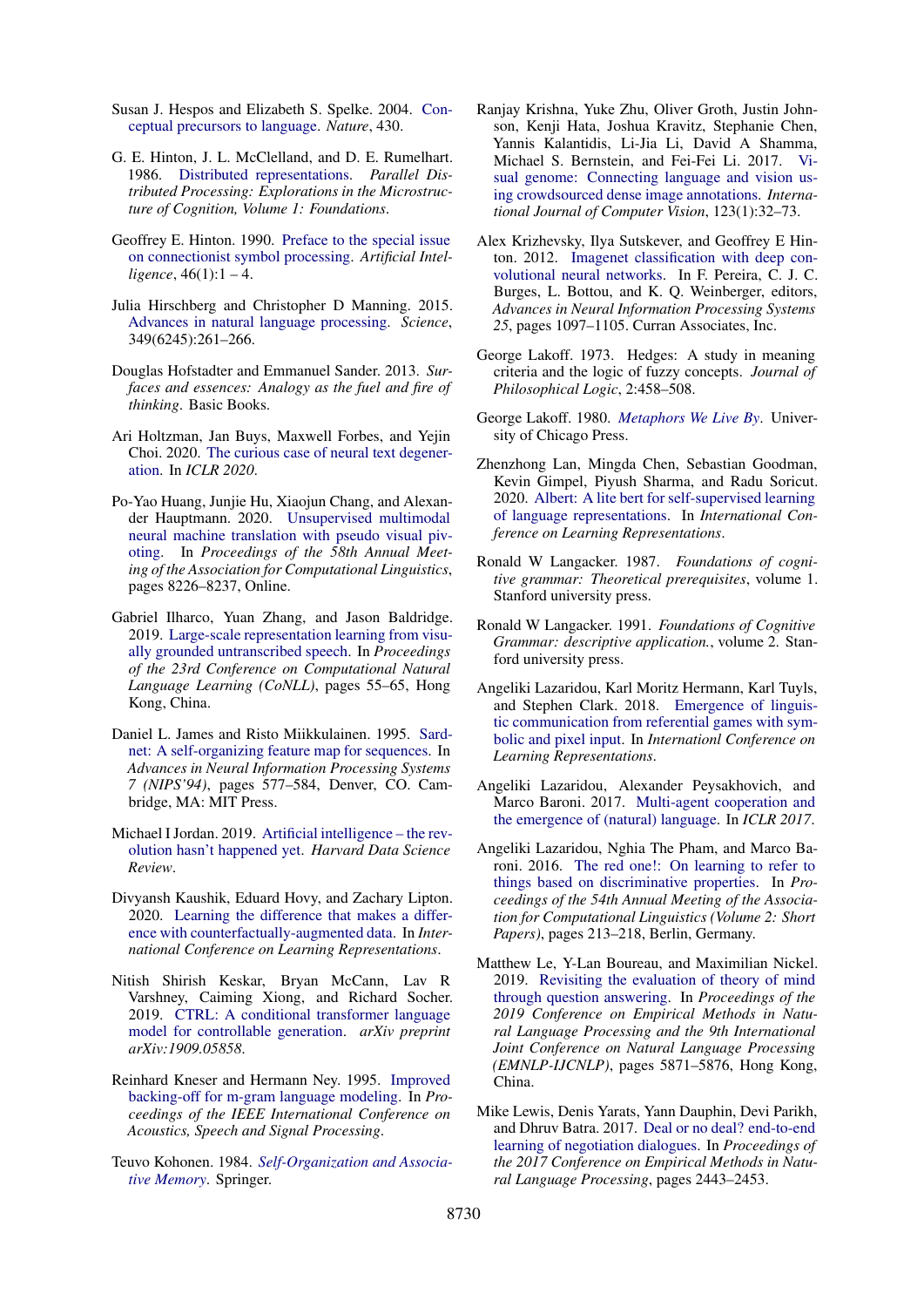Susan J. Hespos and Elizabeth S. Spelke. 2004. Conceptual precursors to language. *Nature*, 430.

G. E. Hinton, J. L. McClelland, and D. E. Rumelhart. 1986. Distributed representations. *Parallel Distributed Processing: Explorations in the Microstructure of Cognition, Volume 1: Foundations*.

Geoffrey E. Hinton. 1990. Preface to the special issue on connectionist symbol processing. *Artificial Intelligence*, 46(1):1 – 4.

Julia Hirschberg and Christopher D Manning. 2015. Advances in natural language processing. *Science*, 349(6245):261–266.

Douglas Hofstadter and Emmanuel Sander. 2013. *Surfaces and essences: Analogy as the fuel and fire of thinking*. Basic Books.

Ari Holtzman, Jan Buys, Maxwell Forbes, and Yejin Choi. 2020. The curious case of neural text degeneration. In *ICLR 2020*.

Po-Yao Huang, Junjie Hu, Xiaojun Chang, and Alexander Hauptmann. 2020. Unsupervised multimodal neural machine translation with pseudo visual pivoting. In *Proceedings of the 58th Annual Meeting of the Association for Computational Linguistics*, pages 8226–8237, Online.

Gabriel Ilharco, Yuan Zhang, and Jason Baldridge. 2019. Large-scale representation learning from visually grounded untranscribed speech. In *Proceedings of the 23rd Conference on Computational Natural Language Learning (CoNLL)*, pages 55–65, Hong Kong, China.

Daniel L. James and Risto Miikkulainen. 1995. Sardnet: A self-organizing feature map for sequences. In *Advances in Neural Information Processing Systems 7 (NIPS'94)*, pages 577–584, Denver, CO. Cambridge, MA: MIT Press.

Michael I Jordan. 2019. Artificial intelligence – the revolution hasn't happened yet. *Harvard Data Science Review*.

Divyansh Kaushik, Eduard Hovy, and Zachary Lipton. 2020. Learning the difference that makes a difference with counterfactually-augmented data. In *International Conference on Learning Representations*.

Nitish Shirish Keskar, Bryan McCann, Lav R Varshney, Caiming Xiong, and Richard Socher. 2019. CTRL: A conditional transformer language model for controllable generation. *arXiv preprint arXiv:1909.05858*.

Reinhard Kneser and Hermann Ney. 1995. Improved backing-off for m-gram language modeling. In *Proceedings of the IEEE International Conference on Acoustics, Speech and Signal Processing*.

Teuvo Kohonen. 1984. *Self-Organization and Associative Memory*. Springer.

Ranjay Krishna, Yuke Zhu, Oliver Groth, Justin Johnson, Kenji Hata, Joshua Kravitz, Stephanie Chen, Yannis Kalantidis, Li-Jia Li, David A Shamma, Michael S. Bernstein, and Fei-Fei Li. 2017. Visual genome: Connecting language and vision using crowdsourced dense image annotations. *International Journal of Computer Vision*, 123(1):32–73.

Alex Krizhevsky, Ilya Sutskever, and Geoffrey E Hinton. 2012. Imagenet classification with deep convolutional neural networks. In F. Pereira, C. J. C. Burges, L. Bottou, and K. Q. Weinberger, editors, *Advances in Neural Information Processing Systems 25*, pages 1097–1105. Curran Associates, Inc.

George Lakoff. 1973. Hedges: A study in meaning criteria and the logic of fuzzy concepts. *Journal of Philosophical Logic*, 2:458–508.

George Lakoff. 1980. *Metaphors We Live By*. University of Chicago Press.

Zhenzhong Lan, Mingda Chen, Sebastian Goodman, Kevin Gimpel, Piyush Sharma, and Radu Soricut. 2020. Albert: A lite bert for self-supervised learning of language representations. In *International Conference on Learning Representations*.

Ronald W Langacker. 1987. *Foundations of cognitive grammar: Theoretical prerequisites*, volume 1. Stanford university press.

Ronald W Langacker. 1991. *Foundations of Cognitive Grammar: descriptive application.*, volume 2. Stanford university press.

Angeliki Lazaridou, Karl Moritz Hermann, Karl Tuyls, and Stephen Clark. 2018. Emergence of linguistic communication from referential games with symbolic and pixel input. In *Internationl Conference on Learning Representations*.

Angeliki Lazaridou, Alexander Peysakhovich, and Marco Baroni. 2017. Multi-agent cooperation and the emergence of (natural) language. In *ICLR 2017*.

Angeliki Lazaridou, Nghia The Pham, and Marco Baroni. 2016. The red one!: On learning to refer to things based on discriminative properties. In *Proceedings of the 54th Annual Meeting of the Association for Computational Linguistics (Volume 2: Short Papers)*, pages 213–218, Berlin, Germany.

Matthew Le, Y-Lan Boureau, and Maximilian Nickel. 2019. Revisiting the evaluation of theory of mind through question answering. In *Proceedings of the 2019 Conference on Empirical Methods in Natural Language Processing and the 9th International Joint Conference on Natural Language Processing (EMNLP-IJCNLP)*, pages 5871–5876, Hong Kong, China.

Mike Lewis, Denis Yarats, Yann Dauphin, Devi Parikh, and Dhruv Batra. 2017. Deal or no deal? end-to-end learning of negotiation dialogues. In *Proceedings of the 2017 Conference on Empirical Methods in Natural Language Processing*, pages 2443–2453.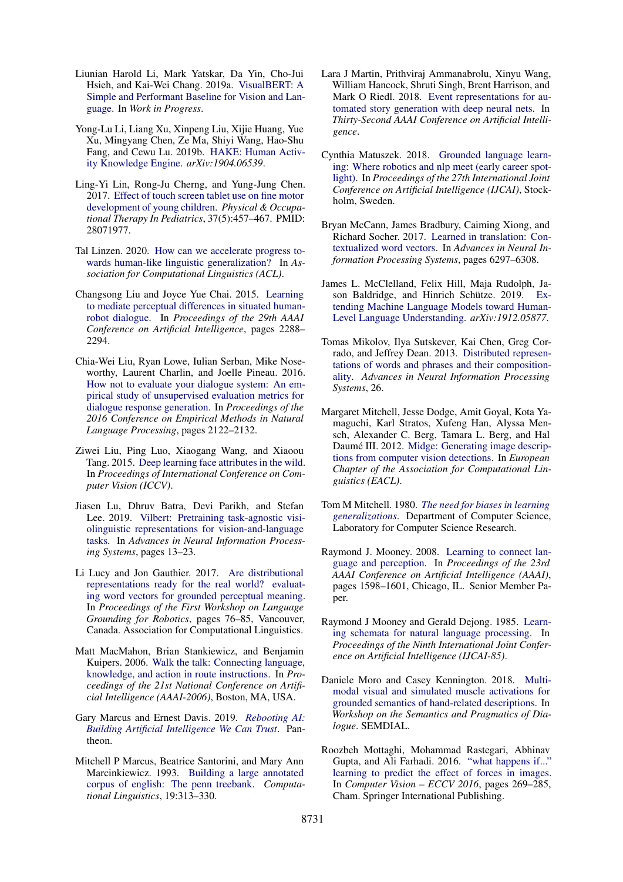Liunian Harold Li, Mark Yatskar, Da Yin, Cho-Jui Hsieh, and Kai-Wei Chang. 2019a. VisualBERT: A Simple and Performant Baseline for Vision and Language. In *Work in Progress*.

Yong-Lu Li, Liang Xu, Xinpeng Liu, Xijie Huang, Yue Xu, Mingyang Chen, Ze Ma, Shiyi Wang, Hao-Shu Fang, and Cewu Lu. 2019b. HAKE: Human Activity Knowledge Engine. *arXiv:1904.06539*.

Ling-Yi Lin, Rong-Ju Cherng, and Yung-Jung Chen. 2017. Effect of touch screen tablet use on fine motor development of young children. *Physical & Occupational Therapy In Pediatrics*, 37(5):457–467. PMID: 28071977.

Tal Linzen. 2020. How can we accelerate progress towards human-like linguistic generalization? In *Association for Computational Linguistics (ACL)*.

Changsong Liu and Joyce Yue Chai. 2015. Learning to mediate perceptual differences in situated human-robot dialogue. In *Proceedings of the 29th AAAI Conference on Artificial Intelligence*, pages 2288–2294.

Chia-Wei Liu, Ryan Lowe, Iulian Serban, Mike Noseworthy, Laurent Charlin, and Joelle Pineau. 2016. How not to evaluate your dialogue system: An empirical study of unsupervised evaluation metrics for dialogue response generation. In *Proceedings of the 2016 Conference on Empirical Methods in Natural Language Processing*, pages 2122–2132.

Ziwei Liu, Ping Luo, Xiaogang Wang, and Xiaoou Tang. 2015. Deep learning face attributes in the wild. In *Proceedings of International Conference on Computer Vision (ICCV)*.

Jiasen Lu, Dhruv Batra, Devi Parikh, and Stefan Lee. 2019. Vilbert: Pretraining task-agnostic visiolinguistic representations for vision-and-language tasks. In *Advances in Neural Information Processing Systems*, pages 13–23.

Li Lucy and Jon Gauthier. 2017. Are distributional representations ready for the real world? evaluating word vectors for grounded perceptual meaning. In *Proceedings of the First Workshop on Language Grounding for Robotics*, pages 76–85, Vancouver, Canada. Association for Computational Linguistics.

Matt MacMahon, Brian Stankiewicz, and Benjamin Kuipers. 2006. Walk the talk: Connecting language, knowledge, and action in route instructions. In *Proceedings of the 21st National Conference on Artificial Intelligence (AAAI-2006)*, Boston, MA, USA.

Gary Marcus and Ernest Davis. 2019. *Rebooting AI: Building Artificial Intelligence We Can Trust*. Pantheon.

Mitchell P Marcus, Beatrice Santorini, and Mary Ann Marcinkiewicz. 1993. Building a large annotated corpus of english: The penn treebank. *Computational Linguistics*, 19:313–330.

Lara J Martin, Prithviraj Ammanabrolu, Xinyu Wang, William Hancock, Shruti Singh, Brent Harrison, and Mark O Riedl. 2018. Event representations for automated story generation with deep neural nets. In *Thirty-Second AAAI Conference on Artificial Intelligence*.

Cynthia Matuszek. 2018. Grounded language learning: Where robotics and nlp meet (early career spotlight). In *Proceedings of the 27th International Joint Conference on Artificial Intelligence (IJCAI)*, Stockholm, Sweden.

Bryan McCann, James Bradbury, Caiming Xiong, and Richard Socher. 2017. Learned in translation: Contextualized word vectors. In *Advances in Neural Information Processing Systems*, pages 6297–6308.

James L. McClelland, Felix Hill, Maja Rudolph, Jason Baldridge, and Hinrich Schütze. 2019. Extending Machine Language Models toward Human-Level Language Understanding. *arXiv:1912.05877*.

Tomas Mikolov, Ilya Sutskever, Kai Chen, Greg Corrado, and Jeffrey Dean. 2013. Distributed representations of words and phrases and their compositionality. *Advances in Neural Information Processing Systems*, 26.

Margaret Mitchell, Jesse Dodge, Amit Goyal, Kota Yamaguchi, Karl Stratos, Xufeng Han, Alyssa Mensch, Alexander C. Berg, Tamara L. Berg, and Hal Daumé III. 2012. Midge: Generating image descriptions from computer vision detections. In *European Chapter of the Association for Computational Linguistics (EACL)*.

Tom M Mitchell. 1980. *The need for biases in learning generalizations*. Department of Computer Science, Laboratory for Computer Science Research.

Raymond J. Mooney. 2008. Learning to connect language and perception. In *Proceedings of the 23rd AAAI Conference on Artificial Intelligence (AAAI)*, pages 1598–1601, Chicago, IL. Senior Member Paper.

Raymond J Mooney and Gerald Dejong. 1985. Learning schemata for natural language processing. In *Proceedings of the Ninth International Joint Conference on Artificial Intelligence (IJCAI-85)*.

Daniele Moro and Casey Kennington. 2018. Multimodal visual and simulated muscle activations for grounded semantics of hand-related descriptions. In *Workshop on the Semantics and Pragmatics of Dialogue*. SEMDIAL.

Roozbeh Mottaghi, Mohammad Rastegari, Abhinav Gupta, and Ali Farhadi. 2016. "what happens if..." learning to predict the effect of forces in images. In *Computer Vision – ECCV 2016*, pages 269–285, Cham. Springer International Publishing.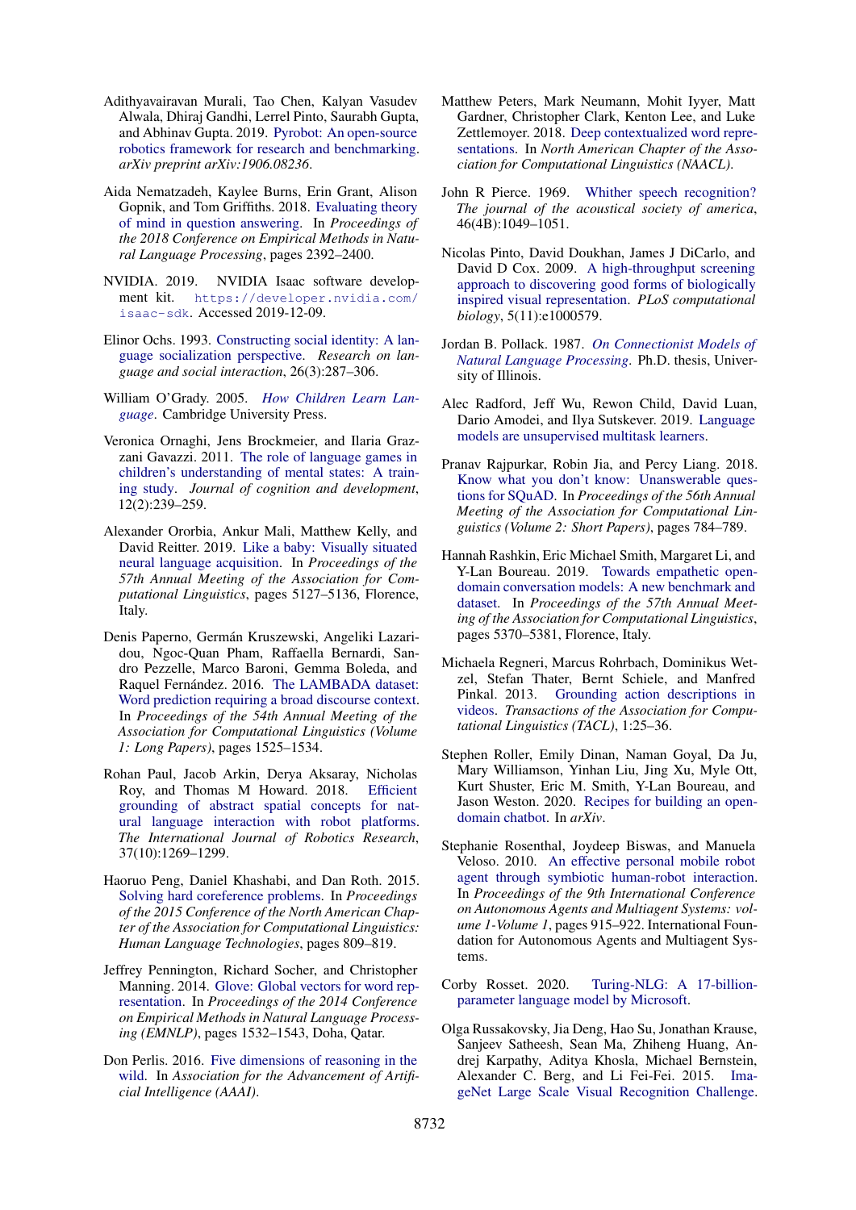Adithyavairavan Murali, Tao Chen, Kalyan Vasudev Alwala, Dhiraj Gandhi, Lerrel Pinto, Saurabh Gupta, and Abhinav Gupta. 2019. Pyrobot: An open-source robotics framework for research and benchmarking. *arXiv preprint arXiv:1906.08236*.

Aida Nematzadeh, Kaylee Burns, Erin Grant, Alison Gopnik, and Tom Griffiths. 2018. Evaluating theory of mind in question answering. In *Proceedings of the 2018 Conference on Empirical Methods in Natural Language Processing*, pages 2392–2400.

NVIDIA. 2019. NVIDIA Isaac software development kit. `https://developer.nvidia.com/isaac-sdk`. Accessed 2019-12-09.

Elinor Ochs. 1993. Constructing social identity: A language socialization perspective. *Research on language and social interaction*, 26(3):287–306.

William O'Grady. 2005. *How Children Learn Language*. Cambridge University Press.

Veronica Ornaghi, Jens Brockmeier, and Ilaria Grazzani Gavazzi. 2011. The role of language games in children's understanding of mental states: A training study. *Journal of cognition and development*, 12(2):239–259.

Alexander Ororbia, Ankur Mali, Matthew Kelly, and David Reitter. 2019. Like a baby: Visually situated neural language acquisition. In *Proceedings of the 57th Annual Meeting of the Association for Computational Linguistics*, pages 5127–5136, Florence, Italy.

Denis Paperno, Germán Kruszewski, Angeliki Lazaridou, Ngoc-Quan Pham, Raffaella Bernardi, Sandro Pezzelle, Marco Baroni, Gemma Boleda, and Raquel Fernández. 2016. The LAMBADA dataset: Word prediction requiring a broad discourse context. In *Proceedings of the 54th Annual Meeting of the Association for Computational Linguistics (Volume 1: Long Papers)*, pages 1525–1534.

Rohan Paul, Jacob Arkin, Derya Aksaray, Nicholas Roy, and Thomas M Howard. 2018. Efficient grounding of abstract spatial concepts for natural language interaction with robot platforms. *The International Journal of Robotics Research*, 37(10):1269–1299.

Haoruo Peng, Daniel Khashabi, and Dan Roth. 2015. Solving hard coreference problems. In *Proceedings of the 2015 Conference of the North American Chapter of the Association for Computational Linguistics: Human Language Technologies*, pages 809–819.

Jeffrey Pennington, Richard Socher, and Christopher Manning. 2014. Glove: Global vectors for word representation. In *Proceedings of the 2014 Conference on Empirical Methods in Natural Language Processing (EMNLP)*, pages 1532–1543, Doha, Qatar.

Don Perlis. 2016. Five dimensions of reasoning in the wild. In *Association for the Advancement of Artificial Intelligence (AAAI)*.

Matthew Peters, Mark Neumann, Mohit Iyyer, Matt Gardner, Christopher Clark, Kenton Lee, and Luke Zettlemoyer. 2018. Deep contextualized word representations. In *North American Chapter of the Association for Computational Linguistics (NAACL)*.

John R Pierce. 1969. Whither speech recognition? *The journal of the acoustical society of america*, 46(4B):1049–1051.

Nicolas Pinto, David Doukhan, James J DiCarlo, and David D Cox. 2009. A high-throughput screening approach to discovering good forms of biologically inspired visual representation. *PLoS computational biology*, 5(11):e1000579.

Jordan B. Pollack. 1987. *On Connectionist Models of Natural Language Processing*. Ph.D. thesis, University of Illinois.

Alec Radford, Jeff Wu, Rewon Child, David Luan, Dario Amodei, and Ilya Sutskever. 2019. Language models are unsupervised multitask learners.

Pranav Rajpurkar, Robin Jia, and Percy Liang. 2018. Know what you don't know: Unanswerable questions for SQuAD. In *Proceedings of the 56th Annual Meeting of the Association for Computational Linguistics (Volume 2: Short Papers)*, pages 784–789.

Hannah Rashkin, Eric Michael Smith, Margaret Li, and Y-Lan Boureau. 2019. Towards empathetic open-domain conversation models: A new benchmark and dataset. In *Proceedings of the 57th Annual Meeting of the Association for Computational Linguistics*, pages 5370–5381, Florence, Italy.

Michaela Regneri, Marcus Rohrbach, Dominikus Wetzel, Stefan Thater, Bernt Schiele, and Manfred Pinkal. 2013. Grounding action descriptions in videos. *Transactions of the Association for Computational Linguistics (TACL)*, 1:25–36.

Stephen Roller, Emily Dinan, Naman Goyal, Da Ju, Mary Williamson, Yinhan Liu, Jing Xu, Myle Ott, Kurt Shuster, Eric M. Smith, Y-Lan Boureau, and Jason Weston. 2020. Recipes for building an open-domain chatbot. In *arXiv*.

Stephanie Rosenthal, Joydeep Biswas, and Manuela Veloso. 2010. An effective personal mobile robot agent through symbiotic human-robot interaction. In *Proceedings of the 9th International Conference on Autonomous Agents and Multiagent Systems: volume 1-Volume 1*, pages 915–922. International Foundation for Autonomous Agents and Multiagent Systems.

Corby Rosset. 2020. Turing-NLG: A 17-billion-parameter language model by Microsoft.

Olga Russakovsky, Jia Deng, Hao Su, Jonathan Krause, Sanjeev Satheesh, Sean Ma, Zhiheng Huang, Andrej Karpathy, Aditya Khosla, Michael Bernstein, Alexander C. Berg, and Li Fei-Fei. 2015. ImageNet Large Scale Visual Recognition Challenge.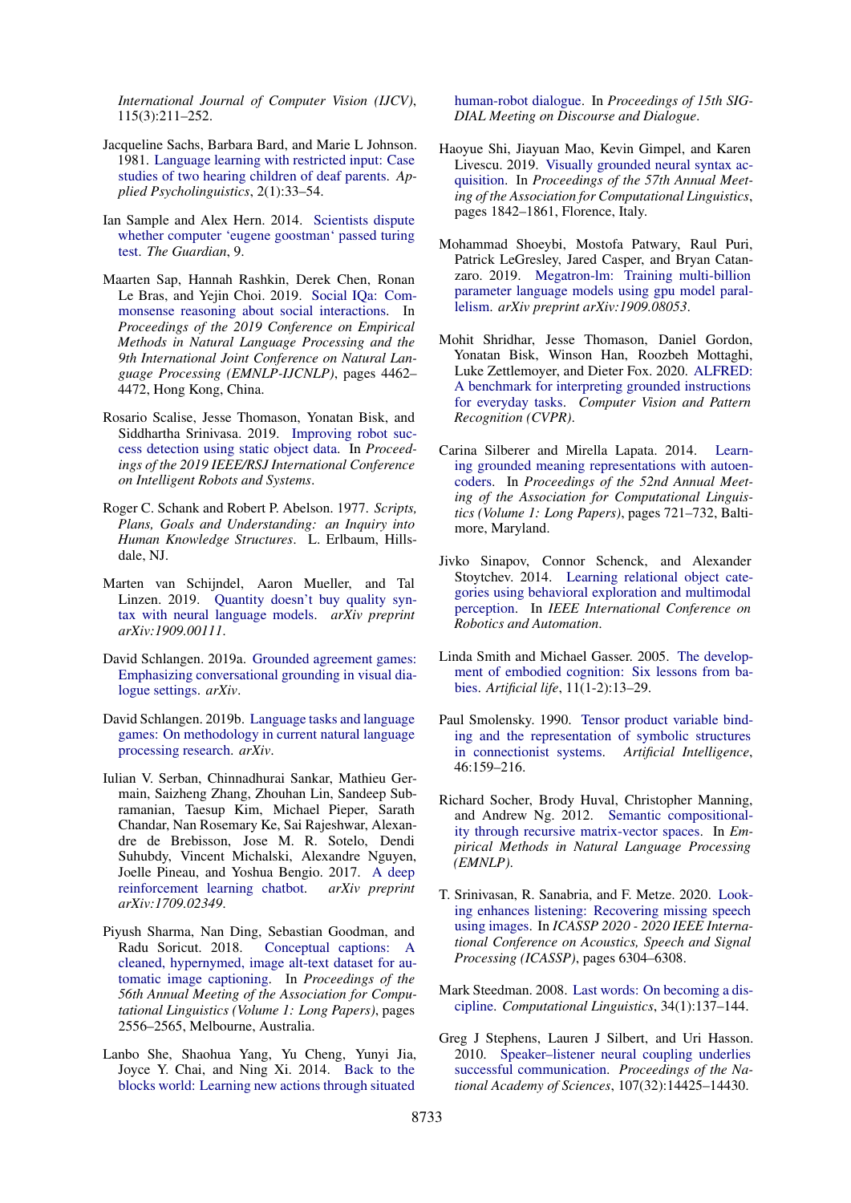International Journal of Computer Vision (IJCV), 115(3):211–252.

Jacqueline Sachs, Barbara Bard, and Marie L Johnson. 1981. Language learning with restricted input: Case studies of two hearing children of deaf parents. *Applied Psycholinguistics*, 2(1):33–54.

Ian Sample and Alex Hern. 2014. Scientists dispute whether computer 'eugene goostman' passed turing test. *The Guardian*, 9.

Maarten Sap, Hannah Rashkin, Derek Chen, Ronan Le Bras, and Yejin Choi. 2019. Social IQa: Commonsense reasoning about social interactions. In *Proceedings of the 2019 Conference on Empirical Methods in Natural Language Processing and the 9th International Joint Conference on Natural Language Processing (EMNLP-IJCNLP)*, pages 4462–4472, Hong Kong, China.

Rosario Scalise, Jesse Thomason, Yonatan Bisk, and Siddhartha Srinivasa. 2019. Improving robot success detection using static object data. In *Proceedings of the 2019 IEEE/RSJ International Conference on Intelligent Robots and Systems*.

Roger C. Schank and Robert P. Abelson. 1977. *Scripts, Plans, Goals and Understanding: an Inquiry into Human Knowledge Structures*. L. Erlbaum, Hillsdale, NJ.

Marten van Schijndel, Aaron Mueller, and Tal Linzen. 2019. Quantity doesn't buy quality syntax with neural language models. *arXiv preprint arXiv:1909.00111*.

David Schlangen. 2019a. Grounded agreement games: Emphasizing conversational grounding in visual dialogue settings. *arXiv*.

David Schlangen. 2019b. Language tasks and language games: On methodology in current natural language processing research. *arXiv*.

Iulian V. Serban, Chinnadhurai Sankar, Mathieu Germain, Saizheng Zhang, Zhouhan Lin, Sandeep Subramanian, Taesup Kim, Michael Pieper, Sarath Chandar, Nan Rosemary Ke, Sai Rajeshwar, Alexandre de Brebisson, Jose M. R. Sotelo, Dendi Suhubdy, Vincent Michalski, Alexandre Nguyen, Joelle Pineau, and Yoshua Bengio. 2017. A deep reinforcement learning chatbot. *arXiv preprint arXiv:1709.02349*.

Piyush Sharma, Nan Ding, Sebastian Goodman, and Radu Soricut. 2018. Conceptual captions: A cleaned, hypernymed, image alt-text dataset for automatic image captioning. In *Proceedings of the 56th Annual Meeting of the Association for Computational Linguistics (Volume 1: Long Papers)*, pages 2556–2565, Melbourne, Australia.

Lanbo She, Shaohua Yang, Yu Cheng, Yunyi Jia, Joyce Y. Chai, and Ning Xi. 2014. Back to the blocks world: Learning new actions through situated human-robot dialogue. In *Proceedings of 15th SIGDIAL Meeting on Discourse and Dialogue*.

Haoyue Shi, Jiayuan Mao, Kevin Gimpel, and Karen Livescu. 2019. Visually grounded neural syntax acquisition. In *Proceedings of the 57th Annual Meeting of the Association for Computational Linguistics*, pages 1842–1861, Florence, Italy.

Mohammad Shoeybi, Mostofa Patwary, Raul Puri, Patrick LeGresley, Jared Casper, and Bryan Catanzaro. 2019. Megatron-lm: Training multi-billion parameter language models using gpu model parallelism. *arXiv preprint arXiv:1909.08053*.

Mohit Shridhar, Jesse Thomason, Daniel Gordon, Yonatan Bisk, Winson Han, Roozbeh Mottaghi, Luke Zettlemoyer, and Dieter Fox. 2020. ALFRED: A benchmark for interpreting grounded instructions for everyday tasks. *Computer Vision and Pattern Recognition (CVPR)*.

Carina Silberer and Mirella Lapata. 2014. Learning grounded meaning representations with autoencoders. In *Proceedings of the 52nd Annual Meeting of the Association for Computational Linguistics (Volume 1: Long Papers)*, pages 721–732, Baltimore, Maryland.

Jivko Sinapov, Connor Schenck, and Alexander Stoytchev. 2014. Learning relational object categories using behavioral exploration and multimodal perception. In *IEEE International Conference on Robotics and Automation*.

Linda Smith and Michael Gasser. 2005. The development of embodied cognition: Six lessons from babies. *Artificial life*, 11(1-2):13–29.

Paul Smolensky. 1990. Tensor product variable binding and the representation of symbolic structures in connectionist systems. *Artificial Intelligence*, 46:159–216.

Richard Socher, Brody Huval, Christopher Manning, and Andrew Ng. 2012. Semantic compositionality through recursive matrix-vector spaces. In *Empirical Methods in Natural Language Processing (EMNLP)*.

T. Srinivasan, R. Sanabria, and F. Metze. 2020. Looking enhances listening: Recovering missing speech using images. In *ICASSP 2020 - 2020 IEEE International Conference on Acoustics, Speech and Signal Processing (ICASSP)*, pages 6304–6308.

Mark Steedman. 2008. Last words: On becoming a discipline. *Computational Linguistics*, 34(1):137–144.

Greg J Stephens, Lauren J Silbert, and Uri Hasson. 2010. Speaker–listener neural coupling underlies successful communication. *Proceedings of the National Academy of Sciences*, 107(32):14425–14430.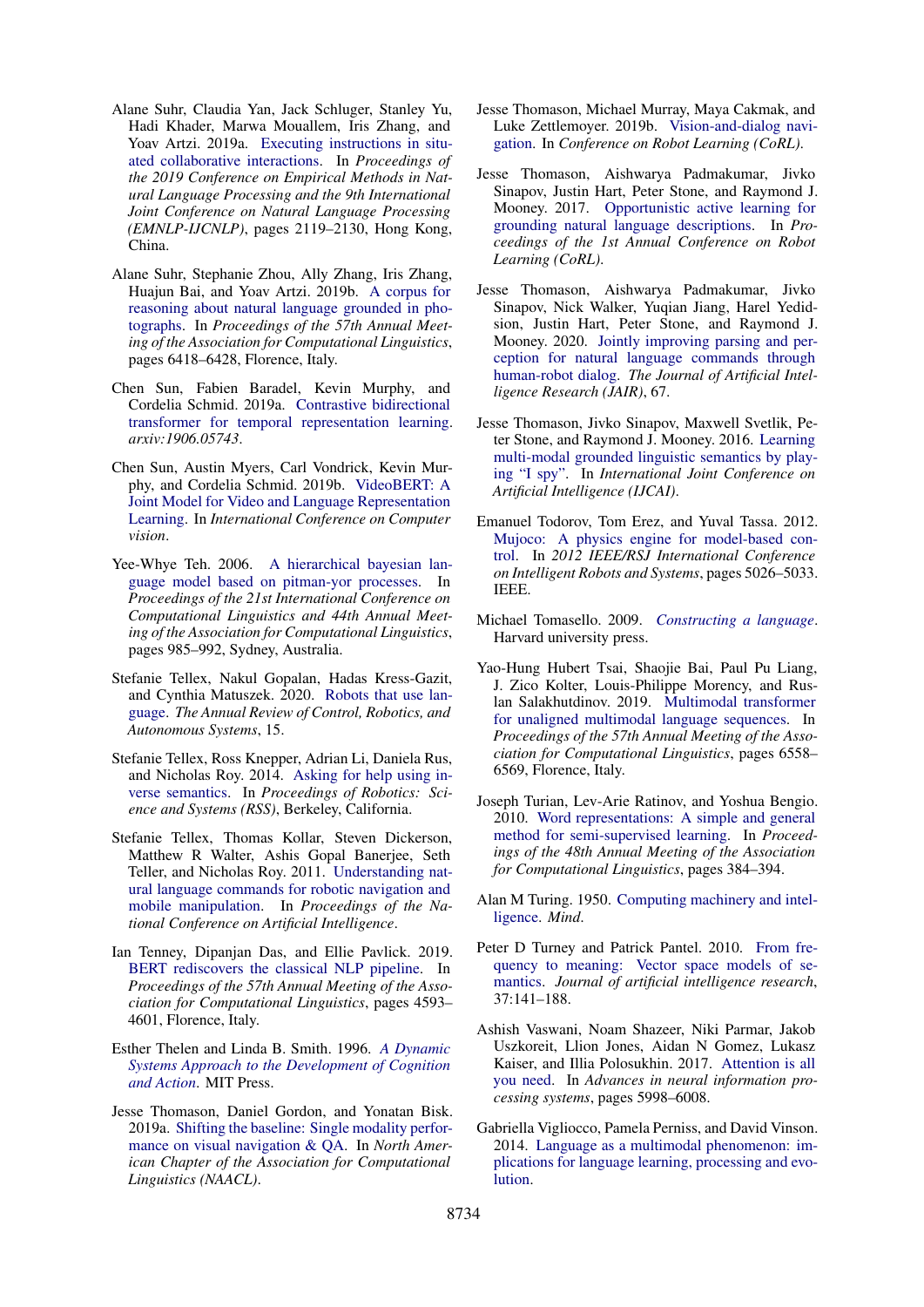Alane Suhr, Claudia Yan, Jack Schluger, Stanley Yu, Hadi Khader, Marwa Mouallem, Iris Zhang, and Yoav Artzi. 2019a. Executing instructions in situated collaborative interactions. In *Proceedings of the 2019 Conference on Empirical Methods in Natural Language Processing and the 9th International Joint Conference on Natural Language Processing (EMNLP-IJCNLP)*, pages 2119–2130, Hong Kong, China.

Alane Suhr, Stephanie Zhou, Ally Zhang, Iris Zhang, Huajun Bai, and Yoav Artzi. 2019b. A corpus for reasoning about natural language grounded in photographs. In *Proceedings of the 57th Annual Meeting of the Association for Computational Linguistics*, pages 6418–6428, Florence, Italy.

Chen Sun, Fabien Baradel, Kevin Murphy, and Cordelia Schmid. 2019a. Contrastive bidirectional transformer for temporal representation learning. *arxiv:1906.05743*.

Chen Sun, Austin Myers, Carl Vondrick, Kevin Murphy, and Cordelia Schmid. 2019b. VideoBERT: A Joint Model for Video and Language Representation Learning. In *International Conference on Computer vision*.

Yee-Whye Teh. 2006. A hierarchical bayesian language model based on pitman-yor processes. In *Proceedings of the 21st International Conference on Computational Linguistics and 44th Annual Meeting of the Association for Computational Linguistics*, pages 985–992, Sydney, Australia.

Stefanie Tellex, Nakul Gopalan, Hadas Kress-Gazit, and Cynthia Matuszek. 2020. Robots that use language. *The Annual Review of Control, Robotics, and Autonomous Systems*, 15.

Stefanie Tellex, Ross Knepper, Adrian Li, Daniela Rus, and Nicholas Roy. 2014. Asking for help using inverse semantics. In *Proceedings of Robotics: Science and Systems (RSS)*, Berkeley, California.

Stefanie Tellex, Thomas Kollar, Steven Dickerson, Matthew R Walter, Ashis Gopal Banerjee, Seth Teller, and Nicholas Roy. 2011. Understanding natural language commands for robotic navigation and mobile manipulation. In *Proceedings of the National Conference on Artificial Intelligence*.

Ian Tenney, Dipanjan Das, and Ellie Pavlick. 2019. BERT rediscovers the classical NLP pipeline. In *Proceedings of the 57th Annual Meeting of the Association for Computational Linguistics*, pages 4593–4601, Florence, Italy.

Esther Thelen and Linda B. Smith. 1996. *A Dynamic Systems Approach to the Development of Cognition and Action*. MIT Press.

Jesse Thomason, Daniel Gordon, and Yonatan Bisk. 2019a. Shifting the baseline: Single modality performance on visual navigation & QA. In *North American Chapter of the Association for Computational Linguistics (NAACL)*.

Jesse Thomason, Michael Murray, Maya Cakmak, and Luke Zettlemoyer. 2019b. Vision-and-dialog navigation. In *Conference on Robot Learning (CoRL)*.

Jesse Thomason, Aishwarya Padmakumar, Jivko Sinapov, Justin Hart, Peter Stone, and Raymond J. Mooney. 2017. Opportunistic active learning for grounding natural language descriptions. In *Proceedings of the 1st Annual Conference on Robot Learning (CoRL)*.

Jesse Thomason, Aishwarya Padmakumar, Jivko Sinapov, Nick Walker, Yuqian Jiang, Harel Yedidsion, Justin Hart, Peter Stone, and Raymond J. Mooney. 2020. Jointly improving parsing and perception for natural language commands through human-robot dialog. *The Journal of Artificial Intelligence Research (JAIR)*, 67.

Jesse Thomason, Jivko Sinapov, Maxwell Svetlik, Peter Stone, and Raymond J. Mooney. 2016. Learning multi-modal grounded linguistic semantics by playing "I spy". In *International Joint Conference on Artificial Intelligence (IJCAI)*.

Emanuel Todorov, Tom Erez, and Yuval Tassa. 2012. Mujoco: A physics engine for model-based control. In *2012 IEEE/RSJ International Conference on Intelligent Robots and Systems*, pages 5026–5033. IEEE.

Michael Tomasello. 2009. *Constructing a language*. Harvard university press.

Yao-Hung Hubert Tsai, Shaojie Bai, Paul Pu Liang, J. Zico Kolter, Louis-Philippe Morency, and Ruslan Salakhutdinov. 2019. Multimodal transformer for unaligned multimodal language sequences. In *Proceedings of the 57th Annual Meeting of the Association for Computational Linguistics*, pages 6558–6569, Florence, Italy.

Joseph Turian, Lev-Arie Ratinov, and Yoshua Bengio. 2010. Word representations: A simple and general method for semi-supervised learning. In *Proceedings of the 48th Annual Meeting of the Association for Computational Linguistics*, pages 384–394.

Alan M Turing. 1950. Computing machinery and intelligence. *Mind*.

Peter D Turney and Patrick Pantel. 2010. From frequency to meaning: Vector space models of semantics. *Journal of artificial intelligence research*, 37:141–188.

Ashish Vaswani, Noam Shazeer, Niki Parmar, Jakob Uszkoreit, Llion Jones, Aidan N Gomez, Lukasz Kaiser, and Illia Polosukhin. 2017. Attention is all you need. In *Advances in neural information processing systems*, pages 5998–6008.

Gabriella Vigliocco, Pamela Perniss, and David Vinson. 2014. Language as a multimodal phenomenon: implications for language learning, processing and evolution.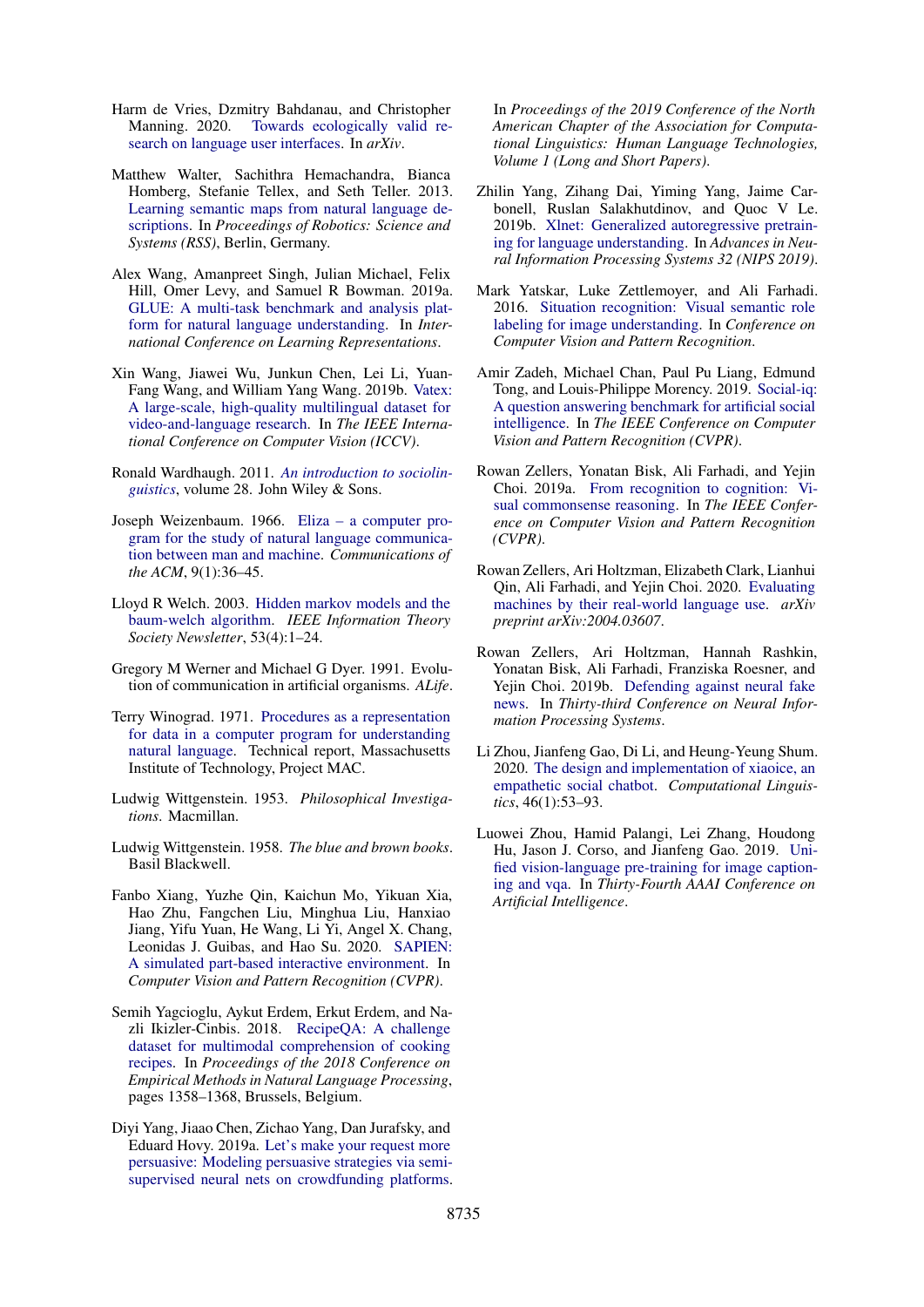Harm de Vries, Dzmitry Bahdanau, and Christopher Manning. 2020. Towards ecologically valid research on language user interfaces. In *arXiv*.

Matthew Walter, Sachithra Hemachandra, Bianca Homberg, Stefanie Tellex, and Seth Teller. 2013. Learning semantic maps from natural language descriptions. In *Proceedings of Robotics: Science and Systems (RSS)*, Berlin, Germany.

Alex Wang, Amanpreet Singh, Julian Michael, Felix Hill, Omer Levy, and Samuel R Bowman. 2019a. GLUE: A multi-task benchmark and analysis platform for natural language understanding. In *International Conference on Learning Representations*.

Xin Wang, Jiawei Wu, Junkun Chen, Lei Li, Yuan-Fang Wang, and William Yang Wang. 2019b. Vatex: A large-scale, high-quality multilingual dataset for video-and-language research. In *The IEEE International Conference on Computer Vision (ICCV)*.

Ronald Wardhaugh. 2011. *An introduction to sociolinguistics*, volume 28. John Wiley & Sons.

Joseph Weizenbaum. 1966. Eliza – a computer program for the study of natural language communication between man and machine. *Communications of the ACM*, 9(1):36–45.

Lloyd R Welch. 2003. Hidden markov models and the baum-welch algorithm. *IEEE Information Theory Society Newsletter*, 53(4):1–24.

Gregory M Werner and Michael G Dyer. 1991. Evolution of communication in artificial organisms. *ALife*.

Terry Winograd. 1971. Procedures as a representation for data in a computer program for understanding natural language. Technical report, Massachusetts Institute of Technology, Project MAC.

Ludwig Wittgenstein. 1953. *Philosophical Investigations*. Macmillan.

Ludwig Wittgenstein. 1958. *The blue and brown books*. Basil Blackwell.

Fanbo Xiang, Yuzhe Qin, Kaichun Mo, Yikuan Xia, Hao Zhu, Fangchen Liu, Minghua Liu, Hanxiao Jiang, Yifu Yuan, He Wang, Li Yi, Angel X. Chang, Leonidas J. Guibas, and Hao Su. 2020. SAPIEN: A simulated part-based interactive environment. In *Computer Vision and Pattern Recognition (CVPR)*.

Semih Yagcioglu, Aykut Erdem, Erkut Erdem, and Nazli Ikizler-Cinbis. 2018. RecipeQA: A challenge dataset for multimodal comprehension of cooking recipes. In *Proceedings of the 2018 Conference on Empirical Methods in Natural Language Processing*, pages 1358–1368, Brussels, Belgium.

Diyi Yang, Jiaao Chen, Zichao Yang, Dan Jurafsky, and Eduard Hovy. 2019a. Let's make your request more persuasive: Modeling persuasive strategies via semi-supervised neural nets on crowdfunding platforms. In *Proceedings of the 2019 Conference of the North American Chapter of the Association for Computational Linguistics: Human Language Technologies, Volume 1 (Long and Short Papers)*.

Zhilin Yang, Zihang Dai, Yiming Yang, Jaime Carbonell, Ruslan Salakhutdinov, and Quoc V Le. 2019b. Xlnet: Generalized autoregressive pretraining for language understanding. In *Advances in Neural Information Processing Systems 32 (NIPS 2019)*.

Mark Yatskar, Luke Zettlemoyer, and Ali Farhadi. 2016. Situation recognition: Visual semantic role labeling for image understanding. In *Conference on Computer Vision and Pattern Recognition*.

Amir Zadeh, Michael Chan, Paul Pu Liang, Edmund Tong, and Louis-Philippe Morency. 2019. Social-iq: A question answering benchmark for artificial social intelligence. In *The IEEE Conference on Computer Vision and Pattern Recognition (CVPR)*.

Rowan Zellers, Yonatan Bisk, Ali Farhadi, and Yejin Choi. 2019a. From recognition to cognition: Visual commonsense reasoning. In *The IEEE Conference on Computer Vision and Pattern Recognition (CVPR)*.

Rowan Zellers, Ari Holtzman, Elizabeth Clark, Lianhui Qin, Ali Farhadi, and Yejin Choi. 2020. Evaluating machines by their real-world language use. *arXiv preprint arXiv:2004.03607*.

Rowan Zellers, Ari Holtzman, Hannah Rashkin, Yonatan Bisk, Ali Farhadi, Franziska Roesner, and Yejin Choi. 2019b. Defending against neural fake news. In *Thirty-third Conference on Neural Information Processing Systems*.

Li Zhou, Jianfeng Gao, Di Li, and Heung-Yeung Shum. 2020. The design and implementation of xiaoice, an empathetic social chatbot. *Computational Linguistics*, 46(1):53–93.

Luowei Zhou, Hamid Palangi, Lei Zhang, Houdong Hu, Jason J. Corso, and Jianfeng Gao. 2019. Unified vision-language pre-training for image captioning and vqa. In *Thirty-Fourth AAAI Conference on Artificial Intelligence*.